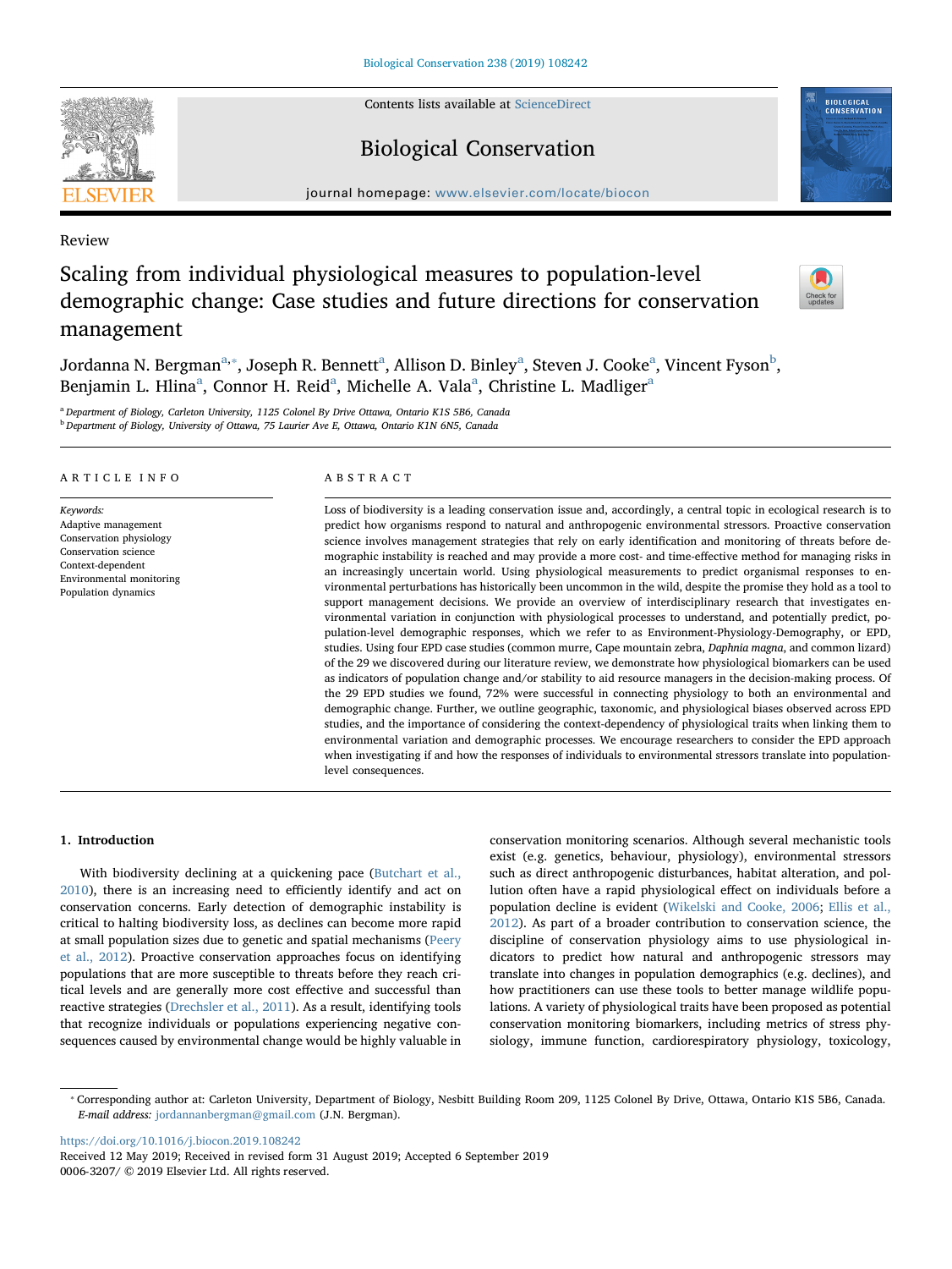Review

# Scaling from individual physiological measures to population-level demographic change: Case studies and future directions for conservation management

Jordanna N. Bergman[a,*], Joseph R. Bennett[a], Allison D. Binley[a], Steven J. Cooke[a], Vincent Fyson[b], Benjamin L. Hlina[a], Connor H. Reid[a], Michelle A. Vala[a], Christine L. Madliger[a]

[a] Department of Biology, Carleton University, 1125 Colonel By Drive Ottawa, Ontario K1S 5B6, Canada
[b] Department of Biology, University of Ottawa, 75 Laurier Ave E, Ottawa, Ontario K1N 6N5, Canada

## ARTICLE INFO

*Keywords:*
Adaptive management
Conservation physiology
Conservation science
Context-dependent
Environmental monitoring
Population dynamics

## ABSTRACT

Loss of biodiversity is a leading conservation issue and, accordingly, a central topic in ecological research is to predict how organisms respond to natural and anthropogenic environmental stressors. Proactive conservation science involves management strategies that rely on early identification and monitoring of threats before demographic instability is reached and may provide a more cost- and time-effective method for managing risks in an increasingly uncertain world. Using physiological measurements to predict organismal responses to environmental perturbations has historically been uncommon in the wild, despite the promise they hold as a tool to support management decisions. We provide an overview of interdisciplinary research that investigates environmental variation in conjunction with physiological processes to understand, and potentially predict, population-level demographic responses, which we refer to as Environment-Physiology-Demography, or EPD, studies. Using four EPD case studies (common murre, Cape mountain zebra, *Daphnia magna*, and common lizard) of the 29 we discovered during our literature review, we demonstrate how physiological biomarkers can be used as indicators of population change and/or stability to aid resource managers in the decision-making process. Of the 29 EPD studies we found, 72% were successful in connecting physiology to both an environmental and demographic change. Further, we outline geographic, taxonomic, and physiological biases observed across EPD studies, and the importance of considering the context-dependency of physiological traits when linking them to environmental variation and demographic processes. We encourage researchers to consider the EPD approach when investigating if and how the responses of individuals to environmental stressors translate into population-level consequences.

## 1. Introduction

With biodiversity declining at a quickening pace (Butchart et al., 2010), there is an increasing need to efficiently identify and act on conservation concerns. Early detection of demographic instability is critical to halting biodiversity loss, as declines can become more rapid at small population sizes due to genetic and spatial mechanisms (Peery et al., 2012). Proactive conservation approaches focus on identifying populations that are more susceptible to threats before they reach critical levels and are generally more cost effective and successful than reactive strategies (Drechsler et al., 2011). As a result, identifying tools that recognize individuals or populations experiencing negative consequences caused by environmental change would be highly valuable in conservation monitoring scenarios. Although several mechanistic tools exist (e.g. genetics, behaviour, physiology), environmental stressors such as direct anthropogenic disturbances, habitat alteration, and pollution often have a rapid physiological effect on individuals before a population decline is evident (Wikelski and Cooke, 2006; Ellis et al., 2012). As part of a broader contribution to conservation science, the discipline of conservation physiology aims to use physiological indicators to predict how natural and anthropogenic stressors may translate into changes in population demographics (e.g. declines), and how practitioners can use these tools to better manage wildlife populations. A variety of physiological traits have been proposed as potential conservation monitoring biomarkers, including metrics of stress physiology, immune function, cardiorespiratory physiology, toxicology,

* Corresponding author at: Carleton University, Department of Biology, Nesbitt Building Room 209, 1125 Colonel By Drive, Ottawa, Ontario K1S 5B6, Canada.
*E-mail address:* jordannanbergman@gmail.com (J.N. Bergman).

https://doi.org/10.1016/j.biocon.2019.108242
Received 12 May 2019; Received in revised form 31 August 2019; Accepted 6 September 2019
0006-3207/ © 2019 Elsevier Ltd. All rights reserved.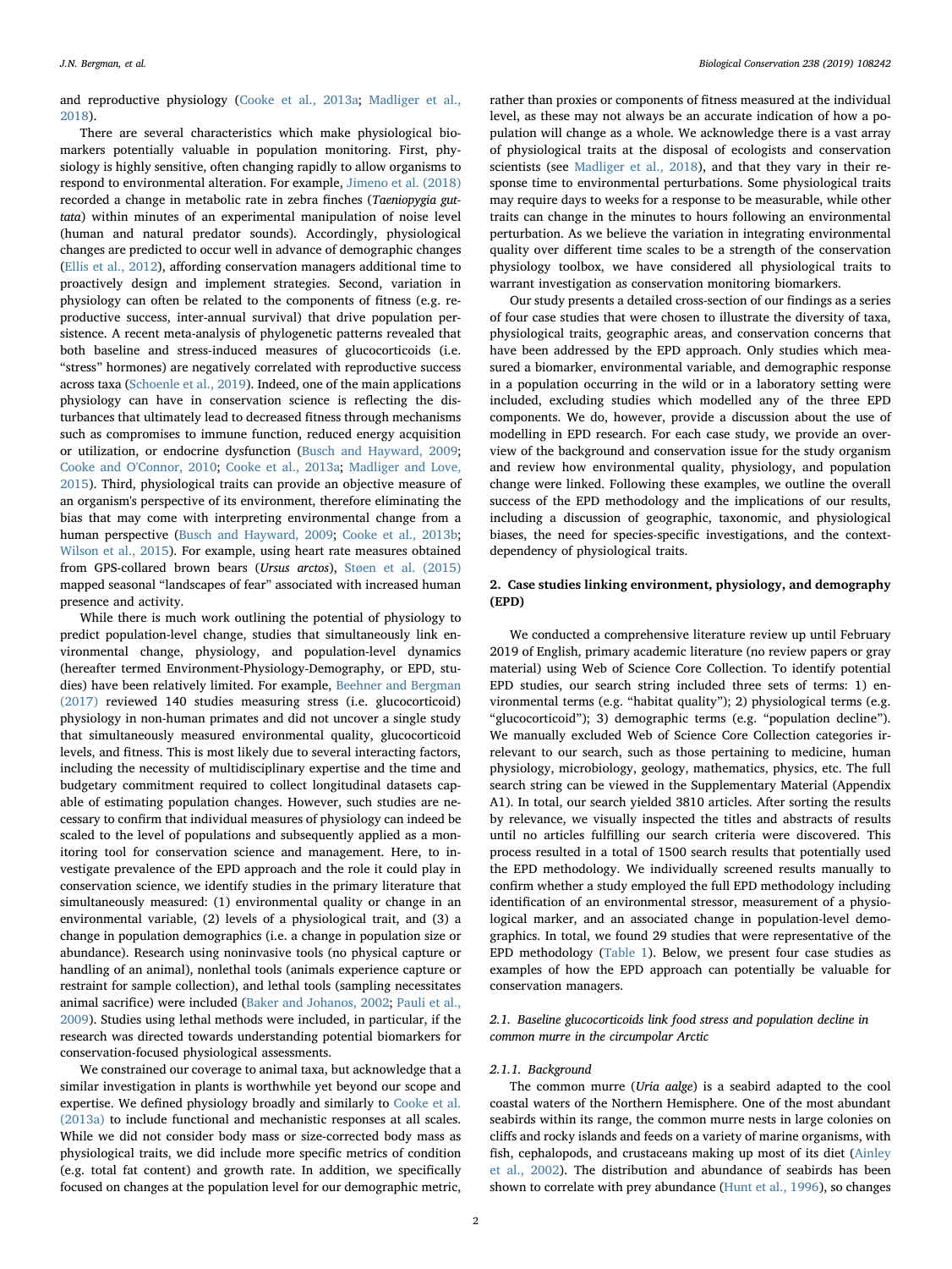and reproductive physiology (Cooke et al., 2013a; Madliger et al., 2018).

There are several characteristics which make physiological biomarkers potentially valuable in population monitoring. First, physiology is highly sensitive, often changing rapidly to allow organisms to respond to environmental alteration. For example, Jimeno et al. (2018) recorded a change in metabolic rate in zebra finches (*Taeniopygia guttata*) within minutes of an experimental manipulation of noise level (human and natural predator sounds). Accordingly, physiological changes are predicted to occur well in advance of demographic changes (Ellis et al., 2012), affording conservation managers additional time to proactively design and implement strategies. Second, variation in physiology can often be related to the components of fitness (e.g. reproductive success, inter-annual survival) that drive population persistence. A recent meta-analysis of phylogenetic patterns revealed that both baseline and stress-induced measures of glucocorticoids (i.e. "stress" hormones) are negatively correlated with reproductive success across taxa (Schoenle et al., 2019). Indeed, one of the main applications physiology can have in conservation science is reflecting the disturbances that ultimately lead to decreased fitness through mechanisms such as compromises to immune function, reduced energy acquisition or utilization, or endocrine dysfunction (Busch and Hayward, 2009; Cooke and O'Connor, 2010; Cooke et al., 2013a; Madliger and Love, 2015). Third, physiological traits can provide an objective measure of an organism's perspective of its environment, therefore eliminating the bias that may come with interpreting environmental change from a human perspective (Busch and Hayward, 2009; Cooke et al., 2013b; Wilson et al., 2015). For example, using heart rate measures obtained from GPS-collared brown bears (*Ursus arctos*), Støen et al. (2015) mapped seasonal "landscapes of fear" associated with increased human presence and activity.

While there is much work outlining the potential of physiology to predict population-level change, studies that simultaneously link environmental change, physiology, and population-level dynamics (hereafter termed Environment-Physiology-Demography, or EPD, studies) have been relatively limited. For example, Beehner and Bergman (2017) reviewed 140 studies measuring stress (i.e. glucocorticoid) physiology in non-human primates and did not uncover a single study that simultaneously measured environmental quality, glucocorticoid levels, and fitness. This is most likely due to several interacting factors, including the necessity of multidisciplinary expertise and the time and budgetary commitment required to collect longitudinal datasets capable of estimating population changes. However, such studies are necessary to confirm that individual measures of physiology can indeed be scaled to the level of populations and subsequently applied as a monitoring tool for conservation science and management. Here, to investigate prevalence of the EPD approach and the role it could play in conservation science, we identify studies in the primary literature that simultaneously measured: (1) environmental quality or change in an environmental variable, (2) levels of a physiological trait, and (3) a change in population demographics (i.e. a change in population size or abundance). Research using noninvasive tools (no physical capture or handling of an animal), nonlethal tools (animals experience capture or restraint for sample collection), and lethal tools (sampling necessitates animal sacrifice) were included (Baker and Johanos, 2002; Pauli et al., 2009). Studies using lethal methods were included, in particular, if the research was directed towards understanding potential biomarkers for conservation-focused physiological assessments.

We constrained our coverage to animal taxa, but acknowledge that a similar investigation in plants is worthwhile yet beyond our scope and expertise. We defined physiology broadly and similarly to Cooke et al. (2013a) to include functional and mechanistic responses at all scales. While we did not consider body mass or size-corrected body mass as physiological traits, we did include more specific metrics of condition (e.g. total fat content) and growth rate. In addition, we specifically focused on changes at the population level for our demographic metric, rather than proxies or components of fitness measured at the individual level, as these may not always be an accurate indication of how a population will change as a whole. We acknowledge there is a vast array of physiological traits at the disposal of ecologists and conservation scientists (see Madliger et al., 2018), and that they vary in their response time to environmental perturbations. Some physiological traits may require days to weeks for a response to be measurable, while other traits can change in the minutes to hours following an environmental perturbation. As we believe the variation in integrating environmental quality over different time scales to be a strength of the conservation physiology toolbox, we have considered all physiological traits to warrant investigation as conservation monitoring biomarkers.

Our study presents a detailed cross-section of our findings as a series of four case studies that were chosen to illustrate the diversity of taxa, physiological traits, geographic areas, and conservation concerns that have been addressed by the EPD approach. Only studies which measured a biomarker, environmental variable, and demographic response in a population occurring in the wild or in a laboratory setting were included, excluding studies which modelled any of the three EPD components. We do, however, provide a discussion about the use of modelling in EPD research. For each case study, we provide an overview of the background and conservation issue for the study organism and review how environmental quality, physiology, and population change were linked. Following these examples, we outline the overall success of the EPD methodology and the implications of our results, including a discussion of geographic, taxonomic, and physiological biases, the need for species-specific investigations, and the context-dependency of physiological traits.

## 2. Case studies linking environment, physiology, and demography (EPD)

We conducted a comprehensive literature review up until February 2019 of English, primary academic literature (no review papers or gray material) using Web of Science Core Collection. To identify potential EPD studies, our search string included three sets of terms: 1) environmental terms (e.g. "habitat quality"); 2) physiological terms (e.g. "glucocorticoid"); 3) demographic terms (e.g. "population decline"). We manually excluded Web of Science Core Collection categories irrelevant to our search, such as those pertaining to medicine, human physiology, microbiology, geology, mathematics, physics, etc. The full search string can be viewed in the Supplementary Material (Appendix A1). In total, our search yielded 3810 articles. After sorting the results by relevance, we visually inspected the titles and abstracts of results until no articles fulfilling our search criteria were discovered. This process resulted in a total of 1500 search results that potentially used the EPD methodology. We individually screened results manually to confirm whether a study employed the full EPD methodology including identification of an environmental stressor, measurement of a physiological marker, and an associated change in population-level demographics. In total, we found 29 studies that were representative of the EPD methodology (Table 1). Below, we present four case studies as examples of how the EPD approach can potentially be valuable for conservation managers.

### 2.1. Baseline glucocorticoids link food stress and population decline in common murre in the circumpolar Arctic

#### 2.1.1. Background

The common murre (*Uria aalge*) is a seabird adapted to the cool coastal waters of the Northern Hemisphere. One of the most abundant seabirds within its range, the common murre nests in large colonies on cliffs and rocky islands and feeds on a variety of marine organisms, with fish, cephalopods, and crustaceans making up most of its diet (Ainley et al., 2002). The distribution and abundance of seabirds has been shown to correlate with prey abundance (Hunt et al., 1996), so changes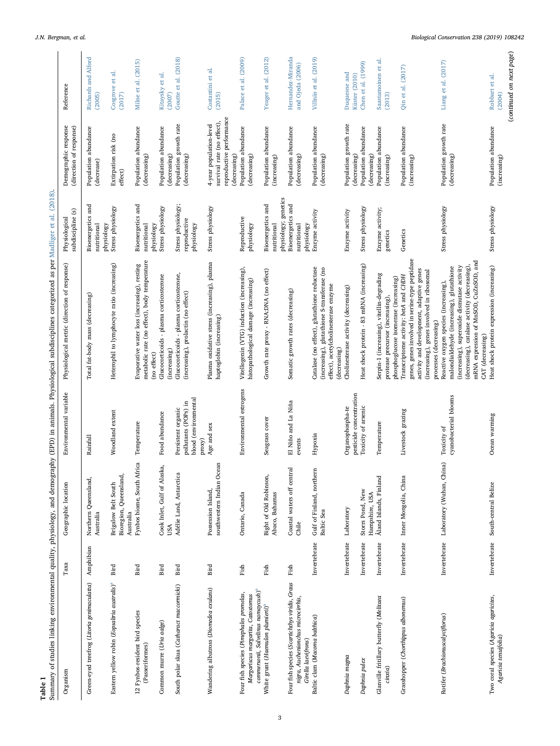**Table 1**
Summary of studies linking environmental quality, physiology, and demography (EPD) in animals. Physiological subdisciplines categorized as per Madliger et al. (2018).

| Organism | Taxa | Geographic location | Environmental variable | Physiological metric (direction of response) | Physiological subdiscipline (s) | Demographic response (direction of response) | Reference |
|---|---|---|---|---|---|---|---|
| Green-eyed treefrog (*Litoria genimaculatta*) | Amphibian | Northern Queensland, Australia | Rainfall | Total fat-body mass (decreasing) | Bioenergetics and nutritional physiology | Population abundance (decrease) | Richards and Alford (2005) |
| Eastern yellow robin (*Eopsaltria australis*)[a] | Bird | Brigalow Belt South Bioregion, Queensland, Australia | Woodland extent | Heterophil to lymphocyte ratio (increasing) | Stress physiology | Extirpation risk (no effect) | Cosgrove et al. (2017) |
| 12 Fynbos-resident bird species (Passeriformes) | Bird | Fynbos biome, South Africa | Temperature | Evaporative water loss (increasing), resting metabolic rate (no effect), body temperature (no effect) | Bioenergetics and nutritional physiology | Population abundance (decreasing) | Milne et al. (2015) |
| Common murre (*Uria aalge*) | Bird | Cook Inlet, Gulf of Alaska, USA | Food abundance | Glucocorticoids - plasma corticosterone (increasing) | Stress physiology | Population abundance (decreasing) | Kitaysky et al. (2007) |
| South polar skua (*Catharact maccormicki*) | Bird | Adélie Land, Antarctica | Persistent organic pollutants (POPs) in blood (environmental proxy) | Glucocorticoids - plasma corticosterone, (increasing), prolactin (no effect) | Stress physiology; reproductive physiology | Population growth rate (decreasing) | Goutte et al. (2018) |
| Wandering albatross (*Diomedea exulans*) | Bird | Possession Island, southwestern Indian Ocean | Age and sex | Plasma oxidative stress (increasing), plasma haptoglobin (increasing) | Stress physiology | 4-year population-level survival rate (no effect), reproductive performance (decreasing) | Costantini et al. (2015) |
| Four fish species (*Pimephales promelas*, *Margariscus margarita*, *Catostomus commersonii*, *Salvelinus namaycush*)[a] | Fish | Ontario, Canada | Environmental estrogens | Vitellogenin (VTG) induction (increasing), histopathological damage (increasing) | Reproductive physiology | Population abundance (decreasing) | Palace et al. (2009) |
| White grunt (*Haemulon plumierii*)[a] | Fish | Bight of Old Robinson, Abaco, Bahamas | Seagrass cover | Growth rate proxy - RNA:DNA (no effect) | Bioenergetics and nutritional physiology; genetics | Population abundance (increasing) | Yeager et al. (2012) |
| Four fish species (*Scartichthys viridis*, *Graus nigra*, *Auchenionchus microcirrhis*, *Girella laevifrons*) | Fish | Coastal waters off central Chile | El Niño and La Niña events | Somatic growth rates (decreasing) | Bioenergetics and nutritional physiology | Population abundance (decreasing) | Hernandez-Miranda and Ojeda (2006) |
| Baltic clam (*Macoma balthica*) | Invertebrate | Gulf of Finland, northern Baltic Sea | Hypoxia | Catalase (no effect), glutathione reductase (increasing), glutathione S-transferase (no effect), acetylcholinesterase enzyme (decreasing) | Enzyme activity | Population abundance (decreasing) | Villnäs et al. (2019) |
| *Daphnia magna* | Invertebrate | Laboratory | Organophospha-te pesticide concentration | Cholinesterase activity (decreasing) | Enzyme activity | Population growth rate (decreasing) | Duquesne and Küster (2010) |
| *Daphnia pulex* | Invertebrate | Storrs Pond, New Hampshire, USA | Toxicity of arsenic | Heat shock protein - 83 mRNA (increasing) | Stress physiology | Population abundance (decreasing) | Chen et al. (1999) |
| Glanville fritillary butterfly (*Melitaea cinxia*) | Invertebrate | Åland Islands, Finland | Temperature | Serpin-1 (increasing), vitellin-degrading protease precursor (increasing), phosphoglucose isomerase (increasing) | Enzyme activity; genetics | Population abundance (increasing) | Saastamoinen et al. (2013) |
| Grasshopper (*Chorthippus albonemus*) | Invertebrate | Inner Mongolia, China | Livestock grazing | Transcriptome activity: *betA* and *CHDH* genes, genes involved in serine-type peptidase activity and development, adaptive genes (increasing), genes involved in ribosomal processes (decreasing) | Genetics | Population abundance (increasing) | Qin et al. (2017) |
| Rotifer (*Brachionuscalyciflorus*) | Invertebrate | Laboratory (Wuhan, China) | Toxicity of cyanobacterial blooms | Reactive oxygen species (increasing), malondialdehyde (increasing), glutathione (increasing), superoxide dismutase activity (decreasing), catalase activity (decreasing), mRNA expression of MnSOD, CuZnSOD, and CAT (decreasing) | Stress physiology | Population growth rate (decreasing) | Liang et al. (2017) |
| Two coral species (*Agaricia agaricites*, *Agaricia tenuifolia*) | Invertebrate | South-central Belize | Ocean warming | Heat shock protein expression (increasing) | Stress physiology | Population abundance (increasing) | Robbart et al. (2004) |

(*continued on next page*)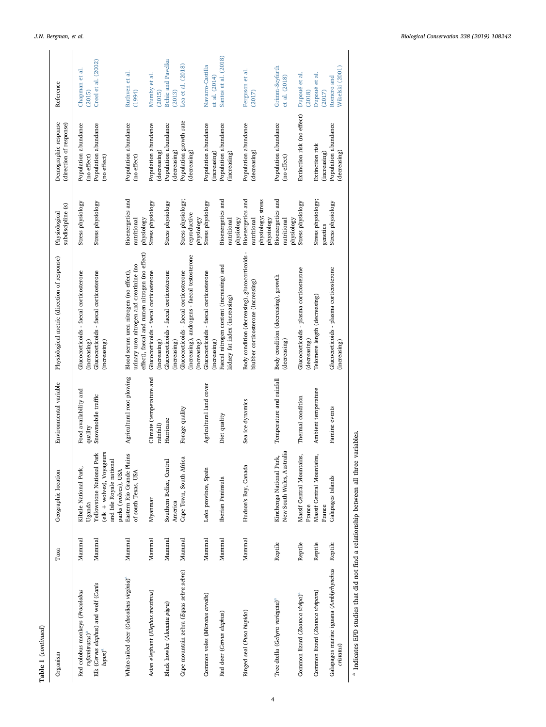**Table 1** (*continued*)

| Organism | Taxa | Geographic location | Environmental variable | Physiological metric (direction of response) | Physiological subdiscipline (s) | Demographic response (direction of response) | Reference |
|---|---|---|---|---|---|---|---|
| Red colobus monkeys (*Procolobus rufomitratus*)[a] | Mammal | Kibale National Park, Uganda | Food availability and quality | Glucocorticoids - faecal corticosterone (increasing) | Stress physiology | Population abundance (no effect) | Chapman et al. (2015) |
| Elk (*Cervus elaphus*) and wolf (*Canis lupus*)[a] | Mammal | Yellowstone National Park (elk + wolves), Voyageurs and Isle Royale national parks (wolves), USA | Snowmobile traffic | Glucocorticoids - faecal corticosterone (increasing) | Stress physiology | Population abundance (no effect) | Creel et al. (2002) |
| White-tailed deer (*Odocoileus virginia*)[a] | Mammal | Eastern Rio Grande Plains of south Texas, USA | Agricultural root plowing | Blood serum urea nitrogen (no effect), urinary urea nitrogen and creatinine (no effect), faecal and rumen nitrogen (no effect) | Bioenergetics and nutritional physiology | Population abundance (no effect) | Ruthven et al. (1994) |
| Asian elephant (*Elephas maximus*) | Mammal | Myanmar | Climate (temperature and rainfall) | Glucocorticoids - faecal corticosterone (increasing) | Stress physiology | Population abundance (decreasing) | Mumby et al. (2015) |
| Black howler (*Alouatta pigra*) | Mammal | Southern Belize, Central America | Hurricane | Glucocorticoids - faecal corticosterone (increasing) | Stress physiology | Population abundance (decreasing) | Behie and Pavelka (2013) |
| Cape mountain zebra (*Equus zebra zebra*) | Mammal | Cape Town, South Africa | Forage quality | Glucocorticoids - faecal corticosterone (increasing), androgens - faecal testosterone (increasing) | Stress physiology; reproductive physiology | Population growth rate (decreasing) | Lea et al. (2018) |
| Common voles (*Microtus arvalis*) | Mammal | León province, Spain | Agricultural land cover | Glucocorticoids - faecal corticosterone (increasing) | Stress physiology | Population abundance (increasing) | Navarro-Castilla et al. (2014) |
| Red deer (*Cervus elaphus*) | Mammal | Iberian Peninsula | Diet quality | Faecal nitrogen content (increasing) and kidney fat index (increasing) | Bioenergetics and nutritional physiology | Population abundance (increasing) | Santos et al. (2018) |
| Ringed seal (*Pusa hispida*) | Mammal | Hudson's Bay, Canada | Sea ice dynamics | Body condition (decreasing), glucocorticoids - blubber corticosterone (increasing) | Bioenergetics and nutritional physiology; stress physiology | Population abundance (decreasing) | Ferguson et al. (2017) |
| Tree dtella (*Gehyra variegata*)[a] | Reptile | Kinchenga National Park, New South Wales, Australia | Temperature and rainfall | Body condition (decreasing), growth (decreasing) | Bioenergetics and nutritional physiology | Population abundance (no effect) | Grimm-Seyfarth et al. (2018) |
| Common lizard (*Zootoca vivipa*)[a] | Reptile | Massif Central Mountains, France | Thermal condition | Glucocorticoids - plasma corticosterone (decreasing) | Stress physiology | Extinction risk (no effect) | Dupoué et al. (2018) |
| Common lizard (*Zootoca vivipara*) | Reptile | Massif Central Mountains, France | Ambient temperature | Telomere length (decreasing) | Stress physiology; genetics | Extinction risk (increasing) | Dupoué et al. (2017) |
| Galapagos marine iguana (*Amblyrhynchus cristatus*) | Reptile | Galapagos Islands | Famine events | Glucocorticoids - plasma corticosterone (increasing) | Stress physiology | Population abundance (decreasing) | Romero and Wikelski (2001) |

[a] Indicates EPD studies that did not find a relationship between all three variables.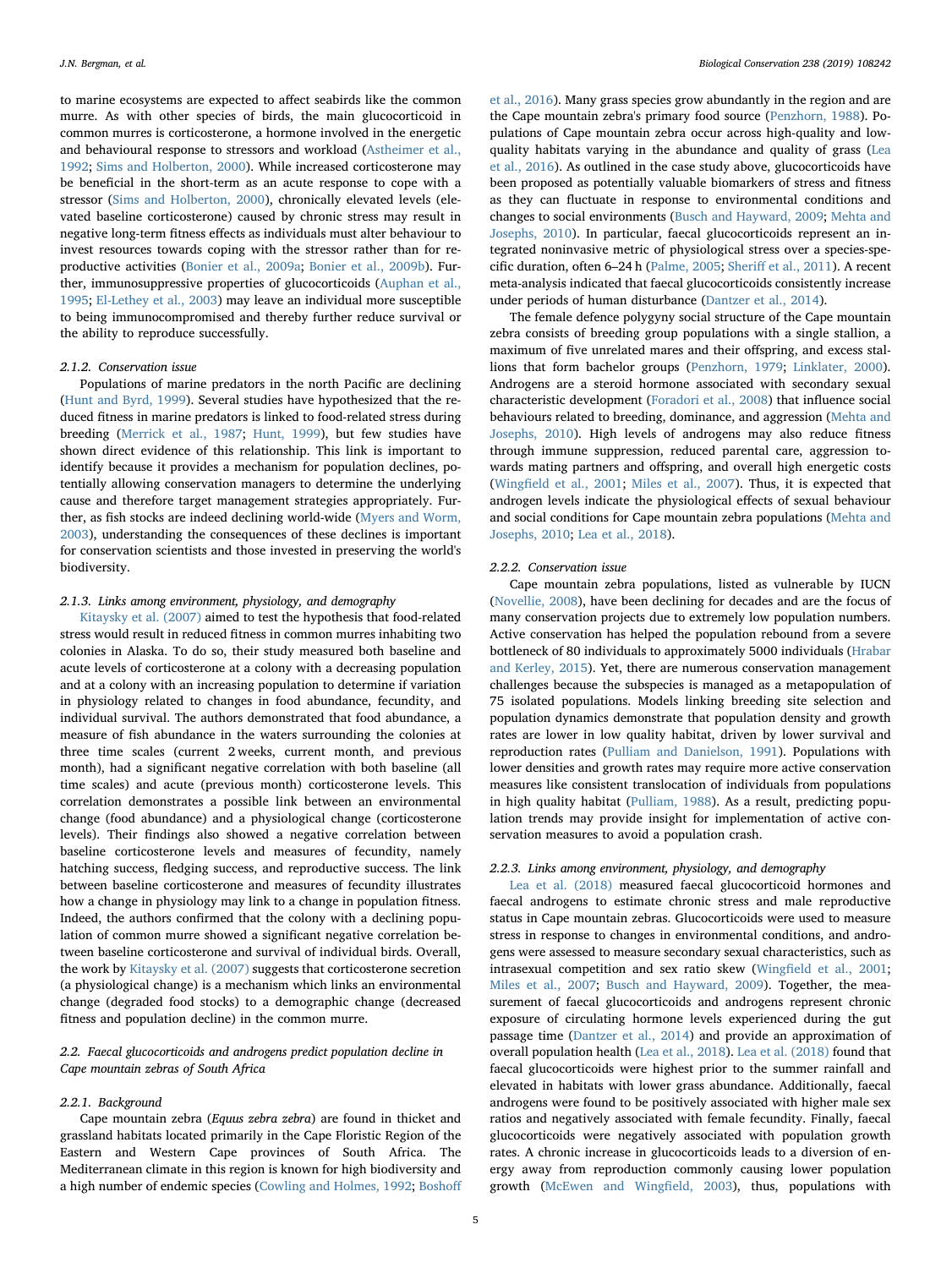to marine ecosystems are expected to affect seabirds like the common murre. As with other species of birds, the main glucocorticoid in common murres is corticosterone, a hormone involved in the energetic and behavioural response to stressors and workload (Astheimer et al., 1992; Sims and Holberton, 2000). While increased corticosterone may be beneficial in the short-term as an acute response to cope with a stressor (Sims and Holberton, 2000), chronically elevated levels (elevated baseline corticosterone) caused by chronic stress may result in negative long-term fitness effects as individuals must alter behaviour to invest resources towards coping with the stressor rather than for reproductive activities (Bonier et al., 2009a; Bonier et al., 2009b). Further, immunosuppressive properties of glucocorticoids (Auphan et al., 1995; El-Lethey et al., 2003) may leave an individual more susceptible to being immunocompromised and thereby further reduce survival or the ability to reproduce successfully.

#### 2.1.2. Conservation issue

Populations of marine predators in the north Pacific are declining (Hunt and Byrd, 1999). Several studies have hypothesized that the reduced fitness in marine predators is linked to food-related stress during breeding (Merrick et al., 1987; Hunt, 1999), but few studies have shown direct evidence of this relationship. This link is important to identify because it provides a mechanism for population declines, potentially allowing conservation managers to determine the underlying cause and therefore target management strategies appropriately. Further, as fish stocks are indeed declining world-wide (Myers and Worm, 2003), understanding the consequences of these declines is important for conservation scientists and those invested in preserving the world's biodiversity.

#### 2.1.3. Links among environment, physiology, and demography

Kitaysky et al. (2007) aimed to test the hypothesis that food-related stress would result in reduced fitness in common murres inhabiting two colonies in Alaska. To do so, their study measured both baseline and acute levels of corticosterone at a colony with a decreasing population and at a colony with an increasing population to determine if variation in physiology related to changes in food abundance, fecundity, and individual survival. The authors demonstrated that food abundance, a measure of fish abundance in the waters surrounding the colonies at three time scales (current 2 weeks, current month, and previous month), had a significant negative correlation with both baseline (all time scales) and acute (previous month) corticosterone levels. This correlation demonstrates a possible link between an environmental change (food abundance) and a physiological change (corticosterone levels). Their findings also showed a negative correlation between baseline corticosterone levels and measures of fecundity, namely hatching success, fledging success, and reproductive success. The link between baseline corticosterone and measures of fecundity illustrates how a change in physiology may link to a change in population fitness. Indeed, the authors confirmed that the colony with a declining population of common murre showed a significant negative correlation between baseline corticosterone and survival of individual birds. Overall, the work by Kitaysky et al. (2007) suggests that corticosterone secretion (a physiological change) is a mechanism which links an environmental change (degraded food stocks) to a demographic change (decreased fitness and population decline) in the common murre.

### 2.2. Faecal glucocorticoids and androgens predict population decline in Cape mountain zebras of South Africa

#### 2.2.1. Background

Cape mountain zebra (*Equus zebra zebra*) are found in thicket and grassland habitats located primarily in the Cape Floristic Region of the Eastern and Western Cape provinces of South Africa. The Mediterranean climate in this region is known for high biodiversity and a high number of endemic species (Cowling and Holmes, 1992; Boshoff et al., 2016). Many grass species grow abundantly in the region and are the Cape mountain zebra's primary food source (Penzhorn, 1988). Populations of Cape mountain zebra occur across high-quality and low-quality habitats varying in the abundance and quality of grass (Lea et al., 2016). As outlined in the case study above, glucocorticoids have been proposed as potentially valuable biomarkers of stress and fitness as they can fluctuate in response to environmental conditions and changes to social environments (Busch and Hayward, 2009; Mehta and Josephs, 2010). In particular, faecal glucocorticoids represent an integrated noninvasive metric of physiological stress over a species-specific duration, often 6–24 h (Palme, 2005; Sheriff et al., 2011). A recent meta-analysis indicated that faecal glucocorticoids consistently increase under periods of human disturbance (Dantzer et al., 2014).

The female defence polygyny social structure of the Cape mountain zebra consists of breeding group populations with a single stallion, a maximum of five unrelated mares and their offspring, and excess stallions that form bachelor groups (Penzhorn, 1979; Linklater, 2000). Androgens are a steroid hormone associated with secondary sexual characteristic development (Foradori et al., 2008) that influence social behaviours related to breeding, dominance, and aggression (Mehta and Josephs, 2010). High levels of androgens may also reduce fitness through immune suppression, reduced parental care, aggression towards mating partners and offspring, and overall high energetic costs (Wingfield et al., 2001; Miles et al., 2007). Thus, it is expected that androgen levels indicate the physiological effects of sexual behaviour and social conditions for Cape mountain zebra populations (Mehta and Josephs, 2010; Lea et al., 2018).

#### 2.2.2. Conservation issue

Cape mountain zebra populations, listed as vulnerable by IUCN (Novellie, 2008), have been declining for decades and are the focus of many conservation projects due to extremely low population numbers. Active conservation has helped the population rebound from a severe bottleneck of 80 individuals to approximately 5000 individuals (Hrabar and Kerley, 2015). Yet, there are numerous conservation management challenges because the subspecies is managed as a metapopulation of 75 isolated populations. Models linking breeding site selection and population dynamics demonstrate that population density and growth rates are lower in low quality habitat, driven by lower survival and reproduction rates (Pulliam and Danielson, 1991). Populations with lower densities and growth rates may require more active conservation measures like consistent translocation of individuals from populations in high quality habitat (Pulliam, 1988). As a result, predicting population trends may provide insight for implementation of active conservation measures to avoid a population crash.

#### 2.2.3. Links among environment, physiology, and demography

Lea et al. (2018) measured faecal glucocorticoid hormones and faecal androgens to estimate chronic stress and male reproductive status in Cape mountain zebras. Glucocorticoids were used to measure stress in response to changes in environmental conditions, and androgens were assessed to measure secondary sexual characteristics, such as intrasexual competition and sex ratio skew (Wingfield et al., 2001; Miles et al., 2007; Busch and Hayward, 2009). Together, the measurement of faecal glucocorticoids and androgens represent chronic exposure of circulating hormone levels experienced during the gut passage time (Dantzer et al., 2014) and provide an approximation of overall population health (Lea et al., 2018). Lea et al. (2018) found that faecal glucocorticoids were highest prior to the summer rainfall and elevated in habitats with lower grass abundance. Additionally, faecal androgens were found to be positively associated with higher male sex ratios and negatively associated with female fecundity. Finally, faecal glucocorticoids were negatively associated with population growth rates. A chronic increase in glucocorticoids leads to a diversion of energy away from reproduction commonly causing lower population growth (McEwen and Wingfield, 2003), thus, populations with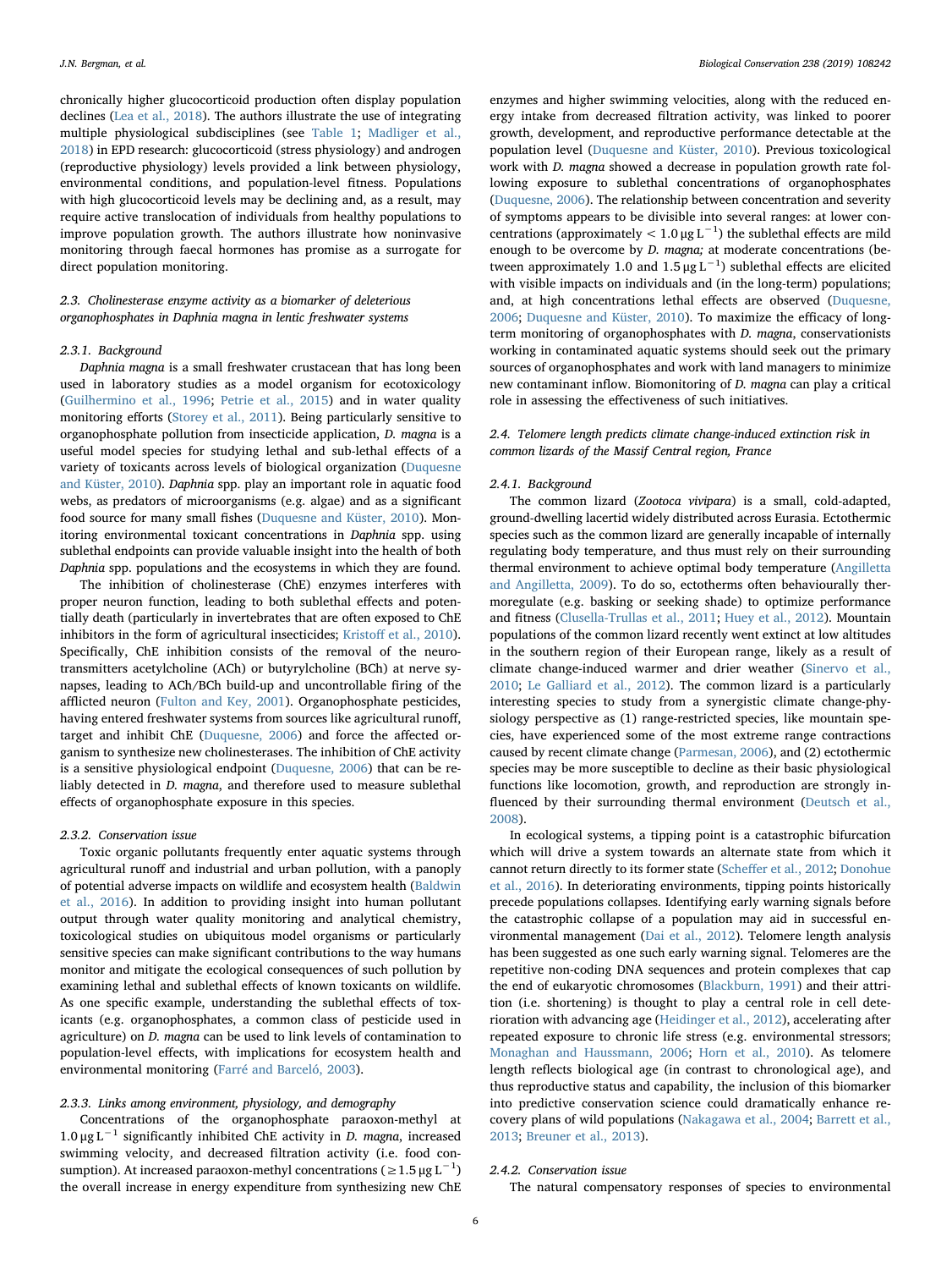chronically higher glucocorticoid production often display population declines (Lea et al., 2018). The authors illustrate the use of integrating multiple physiological subdisciplines (see Table 1; Madliger et al., 2018) in EPD research: glucocorticoid (stress physiology) and androgen (reproductive physiology) levels provided a link between physiology, environmental conditions, and population-level fitness. Populations with high glucocorticoid levels may be declining and, as a result, may require active translocation of individuals from healthy populations to improve population growth. The authors illustrate how noninvasive monitoring through faecal hormones has promise as a surrogate for direct population monitoring.

### 2.3. Cholinesterase enzyme activity as a biomarker of deleterious organophosphates in *Daphnia magna* in lentic freshwater systems

#### 2.3.1. Background

*Daphnia magna* is a small freshwater crustacean that has long been used in laboratory studies as a model organism for ecotoxicology (Guilhermino et al., 1996; Petrie et al., 2015) and in water quality monitoring efforts (Storey et al., 2011). Being particularly sensitive to organophosphate pollution from insecticide application, *D. magna* is a useful model species for studying lethal and sub-lethal effects of a variety of toxicants across levels of biological organization (Duquesne and Küster, 2010). *Daphnia* spp. play an important role in aquatic food webs, as predators of microorganisms (e.g. algae) and as a significant food source for many small fishes (Duquesne and Küster, 2010). Monitoring environmental toxicant concentrations in *Daphnia* spp. using sublethal endpoints can provide valuable insight into the health of both *Daphnia* spp. populations and the ecosystems in which they are found.

The inhibition of cholinesterase (ChE) enzymes interferes with proper neuron function, leading to both sublethal effects and potentially death (particularly in invertebrates that are often exposed to ChE inhibitors in the form of agricultural insecticides; Kristoff et al., 2010). Specifically, ChE inhibition consists of the removal of the neurotransmitters acetylcholine (ACh) or butyrylcholine (BCh) at nerve synapses, leading to ACh/BCh build-up and uncontrollable firing of the afflicted neuron (Fulton and Key, 2001). Organophosphate pesticides, having entered freshwater systems from sources like agricultural runoff, target and inhibit ChE (Duquesne, 2006) and force the affected organism to synthesize new cholinesterases. The inhibition of ChE activity is a sensitive physiological endpoint (Duquesne, 2006) that can be reliably detected in *D. magna*, and therefore used to measure sublethal effects of organophosphate exposure in this species.

#### 2.3.2. Conservation issue

Toxic organic pollutants frequently enter aquatic systems through agricultural runoff and industrial and urban pollution, with a panoply of potential adverse impacts on wildlife and ecosystem health (Baldwin et al., 2016). In addition to providing insight into human pollutant output through water quality monitoring and analytical chemistry, toxicological studies on ubiquitous model organisms or particularly sensitive species can make significant contributions to the way humans monitor and mitigate the ecological consequences of such pollution by examining lethal and sublethal effects of known toxicants on wildlife. As one specific example, understanding the sublethal effects of toxicants (e.g. organophosphates, a common class of pesticide used in agriculture) on *D. magna* can be used to link levels of contamination to population-level effects, with implications for ecosystem health and environmental monitoring (Farré and Barceló, 2003).

#### 2.3.3. Links among environment, physiology, and demography

Concentrations of the organophosphate paraoxon-methyl at $1.0\,\mu g\,L^{-1}$ significantly inhibited ChE activity in *D. magna*, increased swimming velocity, and decreased filtration activity (i.e. food consumption). At increased paraoxon-methyl concentrations ($\geq 1.5\,\mu g\,L^{-1}$) the overall increase in energy expenditure from synthesizing new ChE enzymes and higher swimming velocities, along with the reduced energy intake from decreased filtration activity, was linked to poorer growth, development, and reproductive performance detectable at the population level (Duquesne and Küster, 2010). Previous toxicological work with *D. magna* showed a decrease in population growth rate following exposure to sublethal concentrations of organophosphates (Duquesne, 2006). The relationship between concentration and severity of symptoms appears to be divisible into several ranges: at lower concentrations (approximately $< 1.0\,\mu g\,L^{-1}$) the sublethal effects are mild enough to be overcome by *D. magna;* at moderate concentrations (between approximately 1.0 and $1.5\,\mu g\,L^{-1}$) sublethal effects are elicited with visible impacts on individuals and (in the long-term) populations; and, at high concentrations lethal effects are observed (Duquesne, 2006; Duquesne and Küster, 2010). To maximize the efficacy of long-term monitoring of organophosphates with *D. magna*, conservationists working in contaminated aquatic systems should seek out the primary sources of organophosphates and work with land managers to minimize new contaminant inflow. Biomonitoring of *D. magna* can play a critical role in assessing the effectiveness of such initiatives.

### 2.4. Telomere length predicts climate change-induced extinction risk in common lizards of the Massif Central region, France

#### 2.4.1. Background

The common lizard (*Zootoca vivipara*) is a small, cold-adapted, ground-dwelling lacertid widely distributed across Eurasia. Ectothermic species such as the common lizard are generally incapable of internally regulating body temperature, and thus must rely on their surrounding thermal environment to achieve optimal body temperature (Angilletta and Angilletta, 2009). To do so, ectotherms often behaviourally thermoregulate (e.g. basking or seeking shade) to optimize performance and fitness (Clusella-Trullas et al., 2011; Huey et al., 2012). Mountain populations of the common lizard recently went extinct at low altitudes in the southern region of their European range, likely as a result of climate change-induced warmer and drier weather (Sinervo et al., 2010; Le Galliard et al., 2012). The common lizard is a particularly interesting species to study from a synergistic climate change-physiology perspective as (1) range-restricted species, like mountain species, have experienced some of the most extreme range contractions caused by recent climate change (Parmesan, 2006), and (2) ectothermic species may be more susceptible to decline as their basic physiological functions like locomotion, growth, and reproduction are strongly influenced by their surrounding thermal environment (Deutsch et al., 2008).

In ecological systems, a tipping point is a catastrophic bifurcation which will drive a system towards an alternate state from which it cannot return directly to its former state (Scheffer et al., 2012; Donohue et al., 2016). In deteriorating environments, tipping points historically precede populations collapses. Identifying early warning signals before the catastrophic collapse of a population may aid in successful environmental management (Dai et al., 2012). Telomere length analysis has been suggested as one such early warning signal. Telomeres are the repetitive non-coding DNA sequences and protein complexes that cap the end of eukaryotic chromosomes (Blackburn, 1991) and their attrition (i.e. shortening) is thought to play a central role in cell deterioration with advancing age (Heidinger et al., 2012), accelerating after repeated exposure to chronic life stress (e.g. environmental stressors; Monaghan and Haussmann, 2006; Horn et al., 2010). As telomere length reflects biological age (in contrast to chronological age), and thus reproductive status and capability, the inclusion of this biomarker into predictive conservation science could dramatically enhance recovery plans of wild populations (Nakagawa et al., 2004; Barrett et al., 2013; Breuner et al., 2013).

#### 2.4.2. Conservation issue

The natural compensatory responses of species to environmental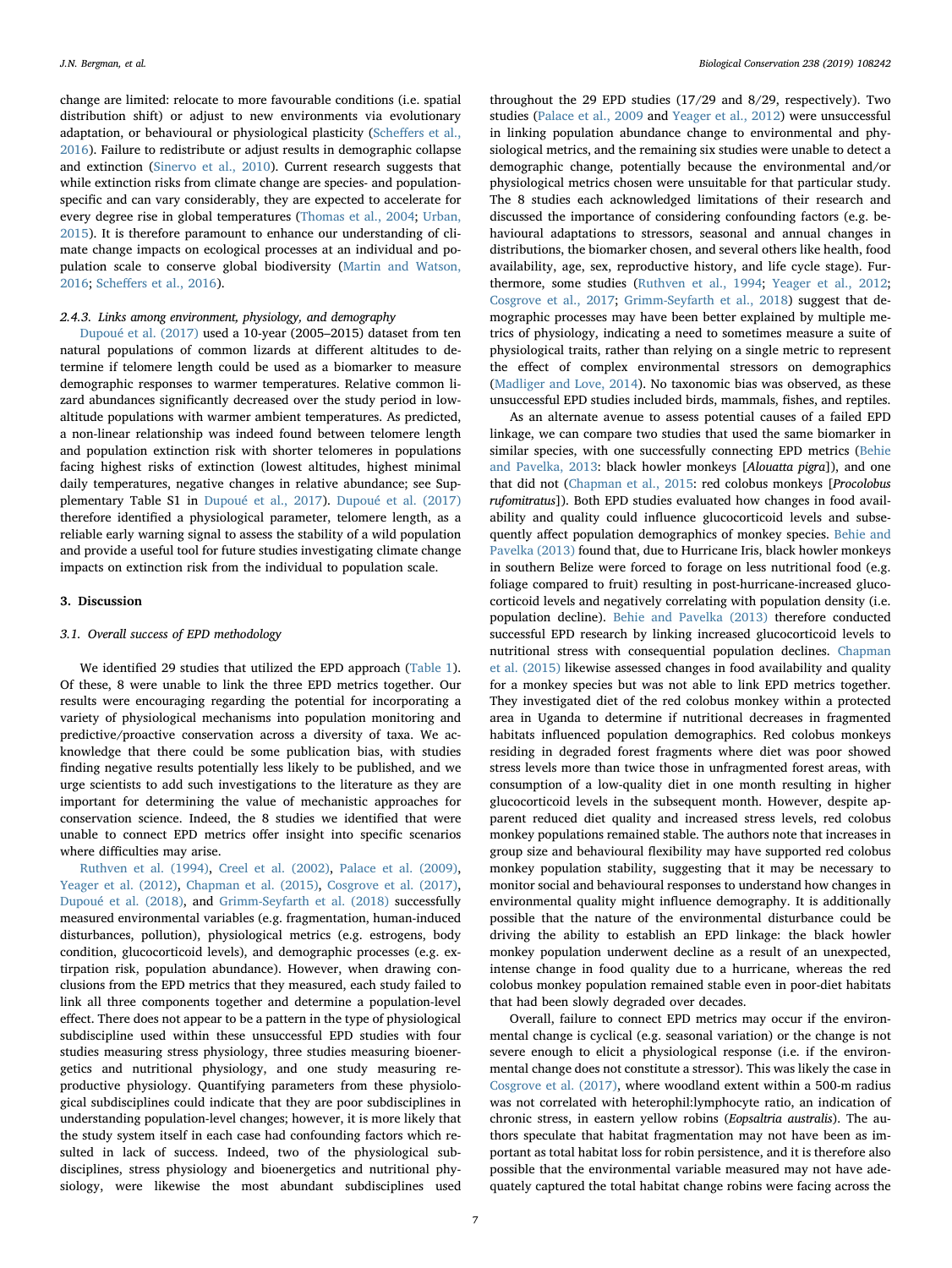change are limited: relocate to more favourable conditions (i.e. spatial distribution shift) or adjust to new environments via evolutionary adaptation, or behavioural or physiological plasticity (Scheffers et al., 2016). Failure to redistribute or adjust results in demographic collapse and extinction (Sinervo et al., 2010). Current research suggests that while extinction risks from climate change are species- and population-specific and can vary considerably, they are expected to accelerate for every degree rise in global temperatures (Thomas et al., 2004; Urban, 2015). It is therefore paramount to enhance our understanding of climate change impacts on ecological processes at an individual and population scale to conserve global biodiversity (Martin and Watson, 2016; Scheffers et al., 2016).

### 2.4.3. Links among environment, physiology, and demography

Dupoué et al. (2017) used a 10-year (2005–2015) dataset from ten natural populations of common lizards at different altitudes to determine if telomere length could be used as a biomarker to measure demographic responses to warmer temperatures. Relative common lizard abundances significantly decreased over the study period in low-altitude populations with warmer ambient temperatures. As predicted, a non-linear relationship was indeed found between telomere length and population extinction risk with shorter telomeres in populations facing highest risks of extinction (lowest altitudes, highest minimal daily temperatures, negative changes in relative abundance; see Supplementary Table S1 in Dupoué et al., 2017). Dupoué et al. (2017) therefore identified a physiological parameter, telomere length, as a reliable early warning signal to assess the stability of a wild population and provide a useful tool for future studies investigating climate change impacts on extinction risk from the individual to population scale.

## 3. Discussion

### 3.1. Overall success of EPD methodology

We identified 29 studies that utilized the EPD approach (Table 1). Of these, 8 were unable to link the three EPD metrics together. Our results were encouraging regarding the potential for incorporating a variety of physiological mechanisms into population monitoring and predictive/proactive conservation across a diversity of taxa. We acknowledge that there could be some publication bias, with studies finding negative results potentially less likely to be published, and we urge scientists to add such investigations to the literature as they are important for determining the value of mechanistic approaches for conservation science. Indeed, the 8 studies we identified that were unable to connect EPD metrics offer insight into specific scenarios where difficulties may arise.

Ruthven et al. (1994), Creel et al. (2002), Palace et al. (2009), Yeager et al. (2012), Chapman et al. (2015), Cosgrove et al. (2017), Dupoué et al. (2018), and Grimm-Seyfarth et al. (2018) successfully measured environmental variables (e.g. fragmentation, human-induced disturbances, pollution), physiological metrics (e.g. estrogens, body condition, glucocorticoid levels), and demographic processes (e.g. extirpation risk, population abundance). However, when drawing conclusions from the EPD metrics that they measured, each study failed to link all three components together and determine a population-level effect. There does not appear to be a pattern in the type of physiological subdiscipline used within these unsuccessful EPD studies with four studies measuring stress physiology, three studies measuring bioenergetics and nutritional physiology, and one study measuring reproductive physiology. Quantifying parameters from these physiological subdisciplines could indicate that they are poor subdisciplines in understanding population-level changes; however, it is more likely that the study system itself in each case had confounding factors which resulted in lack of success. Indeed, two of the physiological subdisciplines, stress physiology and bioenergetics and nutritional physiology, were likewise the most abundant subdisciplines used throughout the 29 EPD studies (17/29 and 8/29, respectively). Two studies (Palace et al., 2009 and Yeager et al., 2012) were unsuccessful in linking population abundance change to environmental and physiological metrics, and the remaining six studies were unable to detect a demographic change, potentially because the environmental and/or physiological metrics chosen were unsuitable for that particular study. The 8 studies each acknowledged limitations of their research and discussed the importance of considering confounding factors (e.g. behavioural adaptations to stressors, seasonal and annual changes in distributions, the biomarker chosen, and several others like health, food availability, age, sex, reproductive history, and life cycle stage). Furthermore, some studies (Ruthven et al., 1994; Yeager et al., 2012; Cosgrove et al., 2017; Grimm-Seyfarth et al., 2018) suggest that demographic processes may have been better explained by multiple metrics of physiology, indicating a need to sometimes measure a suite of physiological traits, rather than relying on a single metric to represent the effect of complex environmental stressors on demographics (Madliger and Love, 2014). No taxonomic bias was observed, as these unsuccessful EPD studies included birds, mammals, fishes, and reptiles.

As an alternate avenue to assess potential causes of a failed EPD linkage, we can compare two studies that used the same biomarker in similar species, with one successfully connecting EPD metrics (Behie and Pavelka, 2013: black howler monkeys [*Alouatta pigra*]), and one that did not (Chapman et al., 2015: red colobus monkeys [*Procolobus rufomitratus*]). Both EPD studies evaluated how changes in food availability and quality could influence glucocorticoid levels and subsequently affect population demographics of monkey species. Behie and Pavelka (2013) found that, due to Hurricane Iris, black howler monkeys in southern Belize were forced to forage on less nutritional food (e.g. foliage compared to fruit) resulting in post-hurricane-increased glucocorticoid levels and negatively correlating with population density (i.e. population decline). Behie and Pavelka (2013) therefore conducted successful EPD research by linking increased glucocorticoid levels to nutritional stress with consequential population declines. Chapman et al. (2015) likewise assessed changes in food availability and quality for a monkey species but was not able to link EPD metrics together. They investigated diet of the red colobus monkey within a protected area in Uganda to determine if nutritional decreases in fragmented habitats influenced population demographics. Red colobus monkeys residing in degraded forest fragments where diet was poor showed stress levels more than twice those in unfragmented forest areas, with consumption of a low-quality diet in one month resulting in higher glucocorticoid levels in the subsequent month. However, despite apparent reduced diet quality and increased stress levels, red colobus monkey populations remained stable. The authors note that increases in group size and behavioural flexibility may have supported red colobus monkey population stability, suggesting that it may be necessary to monitor social and behavioural responses to understand how changes in environmental quality might influence demography. It is additionally possible that the nature of the environmental disturbance could be driving the ability to establish an EPD linkage: the black howler monkey population underwent decline as a result of an unexpected, intense change in food quality due to a hurricane, whereas the red colobus monkey population remained stable even in poor-diet habitats that had been slowly degraded over decades.

Overall, failure to connect EPD metrics may occur if the environmental change is cyclical (e.g. seasonal variation) or the change is not severe enough to elicit a physiological response (i.e. if the environmental change does not constitute a stressor). This was likely the case in Cosgrove et al. (2017), where woodland extent within a 500-m radius was not correlated with heterophil:lymphocyte ratio, an indication of chronic stress, in eastern yellow robins (*Eopsaltria australis*). The authors speculate that habitat fragmentation may not have been as important as total habitat loss for robin persistence, and it is therefore also possible that the environmental variable measured may not have adequately captured the total habitat change robins were facing across the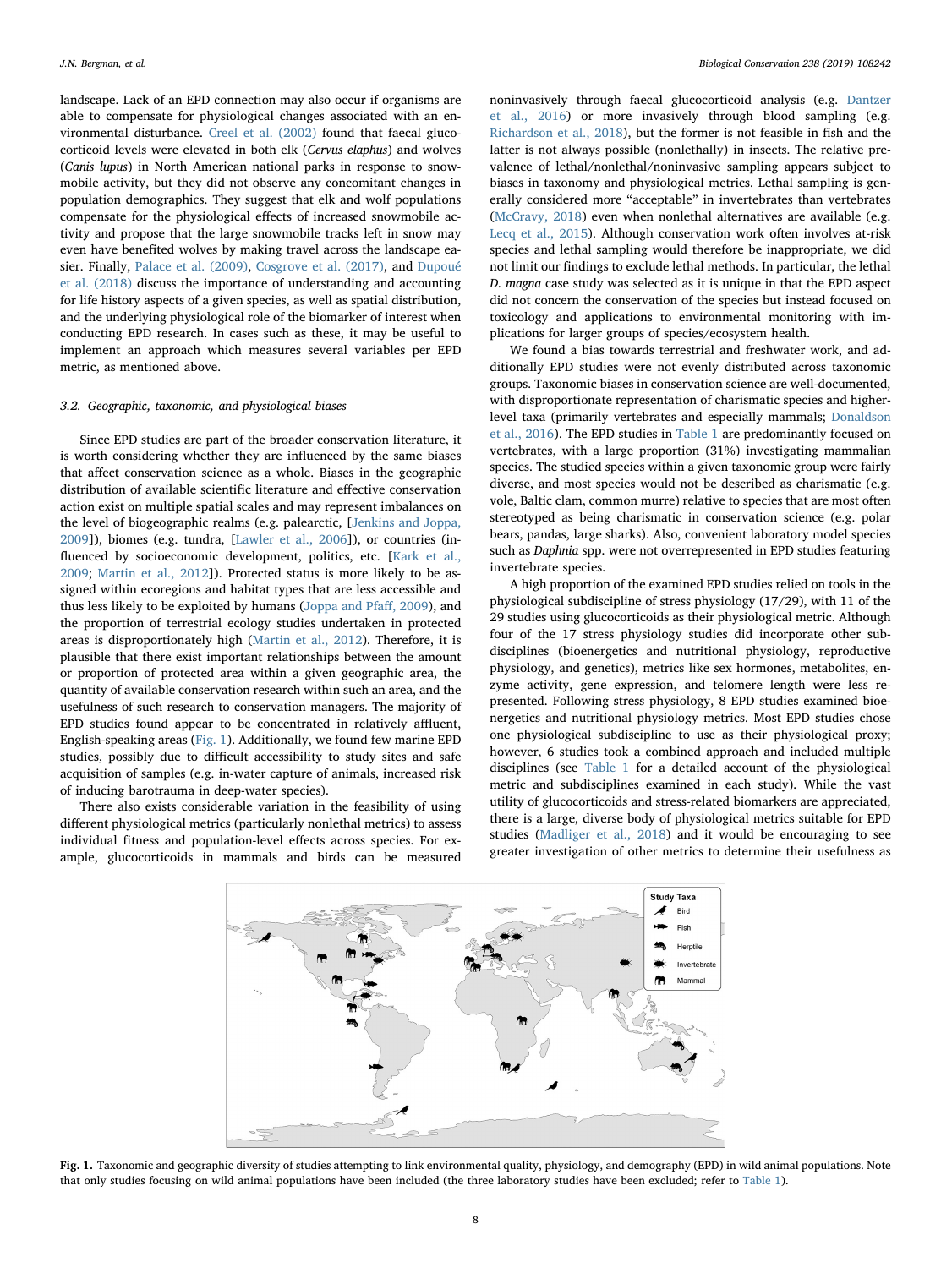landscape. Lack of an EPD connection may also occur if organisms are able to compensate for physiological changes associated with an environmental disturbance. Creel et al. (2002) found that faecal glucocorticoid levels were elevated in both elk (*Cervus elaphus*) and wolves (*Canis lupus*) in North American national parks in response to snowmobile activity, but they did not observe any concomitant changes in population demographics. They suggest that elk and wolf populations compensate for the physiological effects of increased snowmobile activity and propose that the large snowmobile tracks left in snow may even have benefited wolves by making travel across the landscape easier. Finally, Palace et al. (2009), Cosgrove et al. (2017), and Dupoué et al. (2018) discuss the importance of understanding and accounting for life history aspects of a given species, as well as spatial distribution, and the underlying physiological role of the biomarker of interest when conducting EPD research. In cases such as these, it may be useful to implement an approach which measures several variables per EPD metric, as mentioned above.

### 3.2. Geographic, taxonomic, and physiological biases

Since EPD studies are part of the broader conservation literature, it is worth considering whether they are influenced by the same biases that affect conservation science as a whole. Biases in the geographic distribution of available scientific literature and effective conservation action exist on multiple spatial scales and may represent imbalances on the level of biogeographic realms (e.g. palearctic, [Jenkins and Joppa, 2009]), biomes (e.g. tundra, [Lawler et al., 2006]), or countries (influenced by socioeconomic development, politics, etc. [Kark et al., 2009; Martin et al., 2012]). Protected status is more likely to be assigned within ecoregions and habitat types that are less accessible and thus less likely to be exploited by humans (Joppa and Pfaff, 2009), and the proportion of terrestrial ecology studies undertaken in protected areas is disproportionately high (Martin et al., 2012). Therefore, it is plausible that there exist important relationships between the amount or proportion of protected area within a given geographic area, the quantity of available conservation research within such an area, and the usefulness of such research to conservation managers. The majority of EPD studies found appear to be concentrated in relatively affluent, English-speaking areas (Fig. 1). Additionally, we found few marine EPD studies, possibly due to difficult accessibility to study sites and safe acquisition of samples (e.g. in-water capture of animals, increased risk of inducing barotrauma in deep-water species).

There also exists considerable variation in the feasibility of using different physiological metrics (particularly nonlethal metrics) to assess individual fitness and population-level effects across species. For example, glucocorticoids in mammals and birds can be measured noninvasively through faecal glucocorticoid analysis (e.g. Dantzer et al., 2016) or more invasively through blood sampling (e.g. Richardson et al., 2018), but the former is not feasible in fish and the latter is not always possible (nonlethally) in insects. The relative prevalence of lethal/nonlethal/noninvasive sampling appears subject to biases in taxonomy and physiological metrics. Lethal sampling is generally considered more "acceptable" in invertebrates than vertebrates (McCravy, 2018) even when nonlethal alternatives are available (e.g. Lecq et al., 2015). Although conservation work often involves at-risk species and lethal sampling would therefore be inappropriate, we did not limit our findings to exclude lethal methods. In particular, the lethal *D. magna* case study was selected as it is unique in that the EPD aspect did not concern the conservation of the species but instead focused on toxicology and applications to environmental monitoring with implications for larger groups of species/ecosystem health.

We found a bias towards terrestrial and freshwater work, and additionally EPD studies were not evenly distributed across taxonomic groups. Taxonomic biases in conservation science are well-documented, with disproportionate representation of charismatic species and higher-level taxa (primarily vertebrates and especially mammals; Donaldson et al., 2016). The EPD studies in Table 1 are predominantly focused on vertebrates, with a large proportion (31%) investigating mammalian species. The studied species within a given taxonomic group were fairly diverse, and most species would not be described as charismatic (e.g. vole, Baltic clam, common murre) relative to species that are most often stereotyped as being charismatic in conservation science (e.g. polar bears, pandas, large sharks). Also, convenient laboratory model species such as *Daphnia* spp. were not overrepresented in EPD studies featuring invertebrate species.

A high proportion of the examined EPD studies relied on tools in the physiological subdiscipline of stress physiology (17/29), with 11 of the 29 studies using glucocorticoids as their physiological metric. Although four of the 17 stress physiology studies did incorporate other subdisciplines (bioenergetics and nutritional physiology, reproductive physiology, and genetics), metrics like sex hormones, metabolites, enzyme activity, gene expression, and telomere length were less represented. Following stress physiology, 8 EPD studies examined bioenergetics and nutritional physiology metrics. Most EPD studies chose one physiological subdiscipline to use as their physiological proxy; however, 6 studies took a combined approach and included multiple disciplines (see Table 1 for a detailed account of the physiological metric and subdisciplines examined in each study). While the vast utility of glucocorticoids and stress-related biomarkers are appreciated, there is a large, diverse body of physiological metrics suitable for EPD studies (Madliger et al., 2018) and it would be encouraging to see greater investigation of other metrics to determine their usefulness as

**Fig. 1.** Taxonomic and geographic diversity of studies attempting to link environmental quality, physiology, and demography (EPD) in wild animal populations. Note that only studies focusing on wild animal populations have been included (the three laboratory studies have been excluded; refer to Table 1).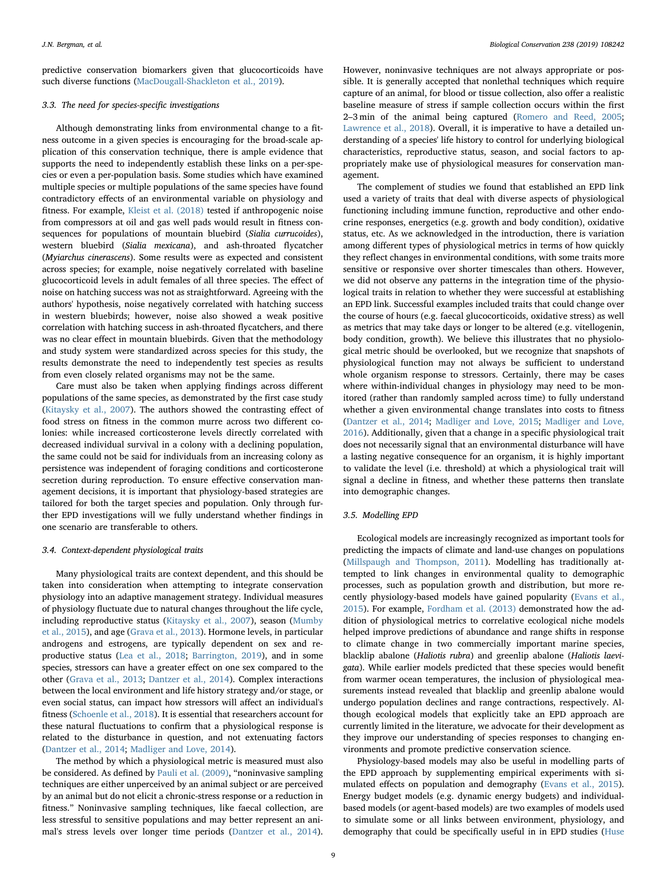predictive conservation biomarkers given that glucocorticoids have such diverse functions (MacDougall-Shackleton et al., 2019).

### 3.3. The need for species-specific investigations

Although demonstrating links from environmental change to a fitness outcome in a given species is encouraging for the broad-scale application of this conservation technique, there is ample evidence that supports the need to independently establish these links on a per-species or even a per-population basis. Some studies which have examined multiple species or multiple populations of the same species have found contradictory effects of an environmental variable on physiology and fitness. For example, Kleist et al. (2018) tested if anthropogenic noise from compressors at oil and gas well pads would result in fitness consequences for populations of mountain bluebird (*Sialia currucoides*), western bluebird (*Sialia mexicana*), and ash-throated flycatcher (*Myiarchus cinerascens*). Some results were as expected and consistent across species; for example, noise negatively correlated with baseline glucocorticoid levels in adult females of all three species. The effect of noise on hatching success was not as straightforward. Agreeing with the authors' hypothesis, noise negatively correlated with hatching success in western bluebirds; however, noise also showed a weak positive correlation with hatching success in ash-throated flycatchers, and there was no clear effect in mountain bluebirds. Given that the methodology and study system were standardized across species for this study, the results demonstrate the need to independently test species as results from even closely related organisms may not be the same.

Care must also be taken when applying findings across different populations of the same species, as demonstrated by the first case study (Kitaysky et al., 2007). The authors showed the contrasting effect of food stress on fitness in the common murre across two different colonies: while increased corticosterone levels directly correlated with decreased individual survival in a colony with a declining population, the same could not be said for individuals from an increasing colony as persistence was independent of foraging conditions and corticosterone secretion during reproduction. To ensure effective conservation management decisions, it is important that physiology-based strategies are tailored for both the target species and population. Only through further EPD investigations will we fully understand whether findings in one scenario are transferable to others.

### 3.4. Context-dependent physiological traits

Many physiological traits are context dependent, and this should be taken into consideration when attempting to integrate conservation physiology into an adaptive management strategy. Individual measures of physiology fluctuate due to natural changes throughout the life cycle, including reproductive status (Kitaysky et al., 2007), season (Mumby et al., 2015), and age (Grava et al., 2013). Hormone levels, in particular androgens and estrogens, are typically dependent on sex and reproductive status (Lea et al., 2018; Barrington, 2019), and in some species, stressors can have a greater effect on one sex compared to the other (Grava et al., 2013; Dantzer et al., 2014). Complex interactions between the local environment and life history strategy and/or stage, or even social status, can impact how stressors will affect an individual's fitness (Schoenle et al., 2018). It is essential that researchers account for these natural fluctuations to confirm that a physiological response is related to the disturbance in question, and not extenuating factors (Dantzer et al., 2014; Madliger and Love, 2014).

The method by which a physiological metric is measured must also be considered. As defined by Pauli et al. (2009), "noninvasive sampling techniques are either unperceived by an animal subject or are perceived by an animal but do not elicit a chronic-stress response or a reduction in fitness." Noninvasive sampling techniques, like faecal collection, are less stressful to sensitive populations and may better represent an animal's stress levels over longer time periods (Dantzer et al., 2014). However, noninvasive techniques are not always appropriate or possible. It is generally accepted that nonlethal techniques which require capture of an animal, for blood or tissue collection, also offer a realistic baseline measure of stress if sample collection occurs within the first 2–3 min of the animal being captured (Romero and Reed, 2005; Lawrence et al., 2018). Overall, it is imperative to have a detailed understanding of a species' life history to control for underlying biological characteristics, reproductive status, season, and social factors to appropriately make use of physiological measures for conservation management.

The complement of studies we found that established an EPD link used a variety of traits that deal with diverse aspects of physiological functioning including immune function, reproductive and other endocrine responses, energetics (e.g. growth and body condition), oxidative status, etc. As we acknowledged in the introduction, there is variation among different types of physiological metrics in terms of how quickly they reflect changes in environmental conditions, with some traits more sensitive or responsive over shorter timescales than others. However, we did not observe any patterns in the integration time of the physiological traits in relation to whether they were successful at establishing an EPD link. Successful examples included traits that could change over the course of hours (e.g. faecal glucocorticoids, oxidative stress) as well as metrics that may take days or longer to be altered (e.g. vitellogenin, body condition, growth). We believe this illustrates that no physiological metric should be overlooked, but we recognize that snapshots of physiological function may not always be sufficient to understand whole organism response to stressors. Certainly, there may be cases where within-individual changes in physiology may need to be monitored (rather than randomly sampled across time) to fully understand whether a given environmental change translates into costs to fitness (Dantzer et al., 2014; Madliger and Love, 2015; Madliger and Love, 2016). Additionally, given that a change in a specific physiological trait does not necessarily signal that an environmental disturbance will have a lasting negative consequence for an organism, it is highly important to validate the level (i.e. threshold) at which a physiological trait will signal a decline in fitness, and whether these patterns then translate into demographic changes.

### 3.5. Modelling EPD

Ecological models are increasingly recognized as important tools for predicting the impacts of climate and land-use changes on populations (Millspaugh and Thompson, 2011). Modelling has traditionally attempted to link changes in environmental quality to demographic processes, such as population growth and distribution, but more recently physiology-based models have gained popularity (Evans et al., 2015). For example, Fordham et al. (2013) demonstrated how the addition of physiological metrics to correlative ecological niche models helped improve predictions of abundance and range shifts in response to climate change in two commercially important marine species, blacklip abalone (*Haliotis rubra*) and greenlip abalone (*Haliotis laevigata*). While earlier models predicted that these species would benefit from warmer ocean temperatures, the inclusion of physiological measurements instead revealed that blacklip and greenlip abalone would undergo population declines and range contractions, respectively. Although ecological models that explicitly take an EPD approach are currently limited in the literature, we advocate for their development as they improve our understanding of species responses to changing environments and promote predictive conservation science.

Physiology-based models may also be useful in modelling parts of the EPD approach by supplementing empirical experiments with simulated effects on population and demography (Evans et al., 2015). Energy budget models (e.g. dynamic energy budgets) and individual-based models (or agent-based models) are two examples of models used to simulate some or all links between environment, physiology, and demography that could be specifically useful in in EPD studies (Huse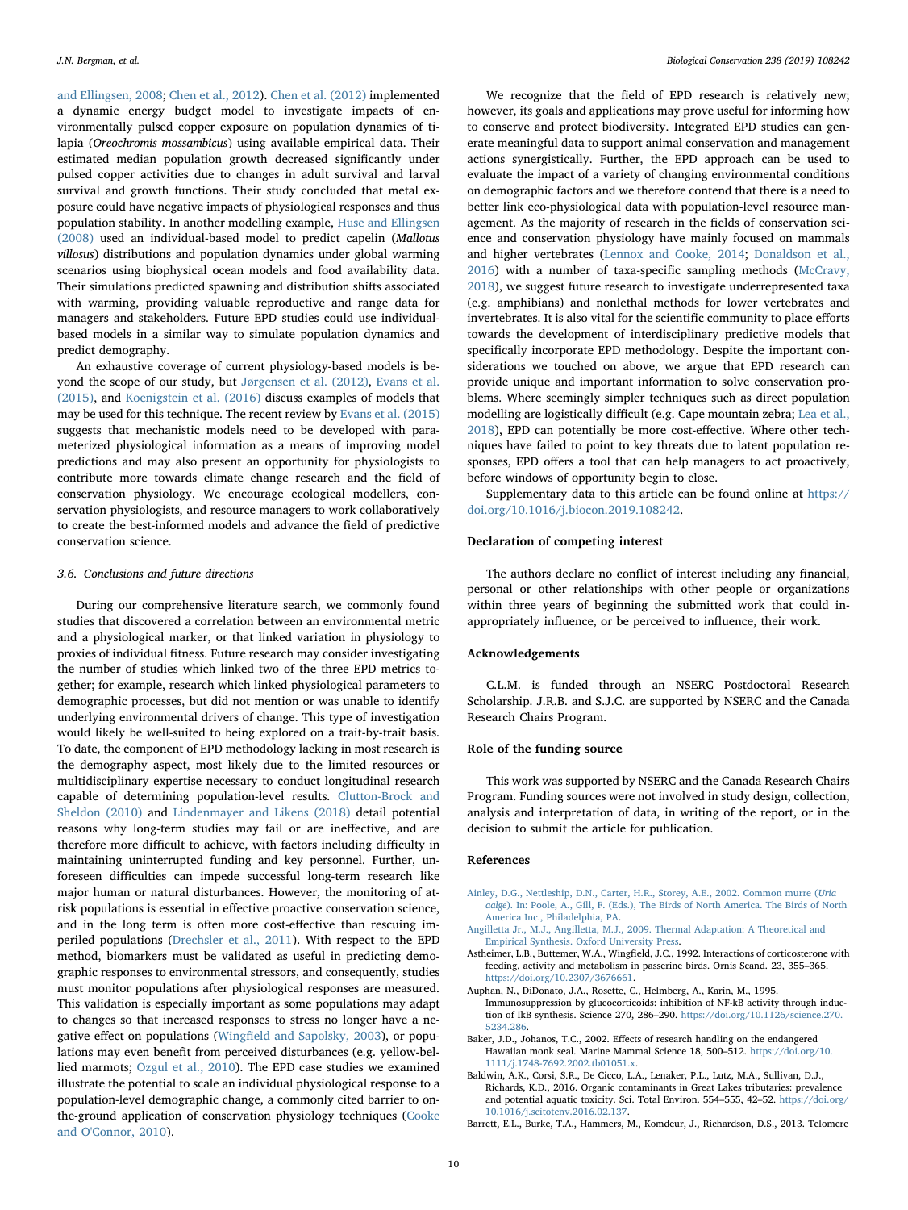and Ellingsen, 2008; Chen et al., 2012). Chen et al. (2012) implemented a dynamic energy budget model to investigate impacts of environmentally pulsed copper exposure on population dynamics of tilapia (*Oreochromis mossambicus*) using available empirical data. Their estimated median population growth decreased significantly under pulsed copper activities due to changes in adult survival and larval survival and growth functions. Their study concluded that metal exposure could have negative impacts of physiological responses and thus population stability. In another modelling example, Huse and Ellingsen (2008) used an individual-based model to predict capelin (*Mallotus villosus*) distributions and population dynamics under global warming scenarios using biophysical ocean models and food availability data. Their simulations predicted spawning and distribution shifts associated with warming, providing valuable reproductive and range data for managers and stakeholders. Future EPD studies could use individual-based models in a similar way to simulate population dynamics and predict demography.

An exhaustive coverage of current physiology-based models is beyond the scope of our study, but Jørgensen et al. (2012), Evans et al. (2015), and Koenigstein et al. (2016) discuss examples of models that may be used for this technique. The recent review by Evans et al. (2015) suggests that mechanistic models need to be developed with parameterized physiological information as a means of improving model predictions and may also present an opportunity for physiologists to contribute more towards climate change research and the field of conservation physiology. We encourage ecological modellers, conservation physiologists, and resource managers to work collaboratively to create the best-informed models and advance the field of predictive conservation science.

### 3.6. Conclusions and future directions

During our comprehensive literature search, we commonly found studies that discovered a correlation between an environmental metric and a physiological marker, or that linked variation in physiology to proxies of individual fitness. Future research may consider investigating the number of studies which linked two of the three EPD metrics together; for example, research which linked physiological parameters to demographic processes, but did not mention or was unable to identify underlying environmental drivers of change. This type of investigation would likely be well-suited to being explored on a trait-by-trait basis. To date, the component of EPD methodology lacking in most research is the demography aspect, most likely due to the limited resources or multidisciplinary expertise necessary to conduct longitudinal research capable of determining population-level results. Clutton-Brock and Sheldon (2010) and Lindenmayer and Likens (2018) detail potential reasons why long-term studies may fail or are ineffective, and are therefore more difficult to achieve, with factors including difficulty in maintaining uninterrupted funding and key personnel. Further, unforeseen difficulties can impede successful long-term research like major human or natural disturbances. However, the monitoring of at-risk populations is essential in effective proactive conservation science, and in the long term is often more cost-effective than rescuing imperiled populations (Drechsler et al., 2011). With respect to the EPD method, biomarkers must be validated as useful in predicting demographic responses to environmental stressors, and consequently, studies must monitor populations after physiological responses are measured. This validation is especially important as some populations may adapt to changes so that increased responses to stress no longer have a negative effect on populations (Wingfield and Sapolsky, 2003), or populations may even benefit from perceived disturbances (e.g. yellow-bellied marmots; Ozgul et al., 2010). The EPD case studies we examined illustrate the potential to scale an individual physiological response to a population-level demographic change, a commonly cited barrier to on-the-ground application of conservation physiology techniques (Cooke and O'Connor, 2010).

We recognize that the field of EPD research is relatively new; however, its goals and applications may prove useful for informing how to conserve and protect biodiversity. Integrated EPD studies can generate meaningful data to support animal conservation and management actions synergistically. Further, the EPD approach can be used to evaluate the impact of a variety of changing environmental conditions on demographic factors and we therefore contend that there is a need to better link eco-physiological data with population-level resource management. As the majority of research in the fields of conservation science and conservation physiology have mainly focused on mammals and higher vertebrates (Lennox and Cooke, 2014; Donaldson et al., 2016) with a number of taxa-specific sampling methods (McCravy, 2018), we suggest future research to investigate underrepresented taxa (e.g. amphibians) and nonlethal methods for lower vertebrates and invertebrates. It is also vital for the scientific community to place efforts towards the development of interdisciplinary predictive models that specifically incorporate EPD methodology. Despite the important considerations we touched on above, we argue that EPD research can provide unique and important information to solve conservation problems. Where seemingly simpler techniques such as direct population modelling are logistically difficult (e.g. Cape mountain zebra; Lea et al., 2018), EPD can potentially be more cost-effective. Where other techniques have failed to point to key threats due to latent population responses, EPD offers a tool that can help managers to act proactively, before windows of opportunity begin to close.

Supplementary data to this article can be found online at https://doi.org/10.1016/j.biocon.2019.108242.

## Declaration of competing interest

The authors declare no conflict of interest including any financial, personal or other relationships with other people or organizations within three years of beginning the submitted work that could inappropriately influence, or be perceived to influence, their work.

## Acknowledgements

C.L.M. is funded through an NSERC Postdoctoral Research Scholarship. J.R.B. and S.J.C. are supported by NSERC and the Canada Research Chairs Program.

## Role of the funding source

This work was supported by NSERC and the Canada Research Chairs Program. Funding sources were not involved in study design, collection, analysis and interpretation of data, in writing of the report, or in the decision to submit the article for publication.

## References

Ainley, D.G., Nettleship, D.N., Carter, H.R., Storey, A.E., 2002. Common murre (*Uria aalge*). In: Poole, A., Gill, F. (Eds.), The Birds of North America. The Birds of North America Inc., Philadelphia, PA.

Angilletta Jr., M.J., Angilletta, M.J., 2009. Thermal Adaptation: A Theoretical and Empirical Synthesis. Oxford University Press.

Astheimer, L.B., Buttemer, W.A., Wingfield, J.C., 1992. Interactions of corticosterone with feeding, activity and metabolism in passerine birds. Ornis Scand. 23, 355–365. https://doi.org/10.2307/3676661.

Auphan, N., DiDonato, J.A., Rosette, C., Helmberg, A., Karin, M., 1995. Immunosuppression by glucocorticoids: inhibition of NF-kB activity through induction of IkB synthesis. Science 270, 286–290. https://doi.org/10.1126/science.270.5234.286.

Baker, J.D., Johanos, T.C., 2002. Effects of research handling on the endangered Hawaiian monk seal. Marine Mammal Science 18, 500–512. https://doi.org/10.1111/j.1748-7692.2002.tb01051.x.

Baldwin, A.K., Corsi, S.R., De Cicco, L.A., Lenaker, P.L., Lutz, M.A., Sullivan, D.J., Richards, K.D., 2016. Organic contaminants in Great Lakes tributaries: prevalence and potential aquatic toxicity. Sci. Total Environ. 554–555, 42–52. https://doi.org/10.1016/j.scitotenv.2016.02.137.

Barrett, E.L., Burke, T.A., Hammers, M., Komdeur, J., Richardson, D.S., 2013. Telomere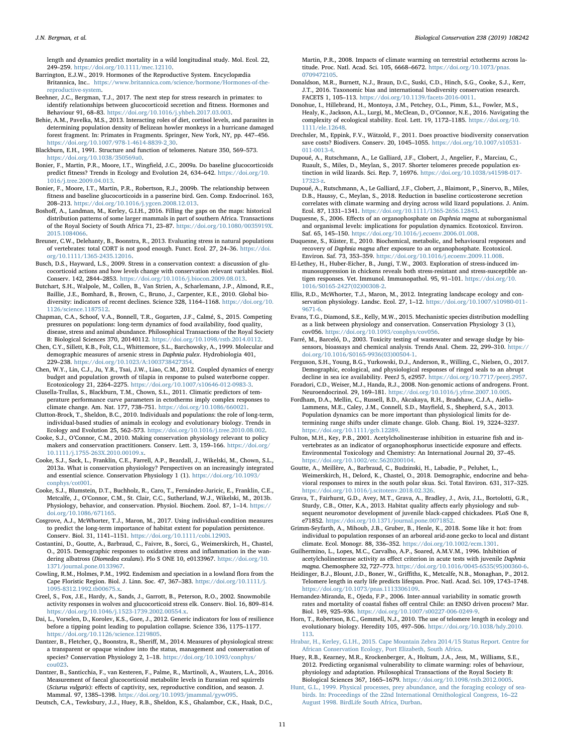length and dynamics predict mortality in a wild longitudinal study. Mol. Ecol. 22, 249–259. https://doi.org/10.1111/mec.12110.

Barrington, E.J.W., 2019. Hormones of the Reproductive System. Encyclopædia Britannica, Inc.. https://www.britannica.com/science/hormone/Hormones-of-the-reproductive-system.

Beehner, J.C., Bergman, T.J., 2017. The next step for stress research in primates: to identify relationships between glucocorticoid secretion and fitness. Hormones and Behaviour 91, 68–83. https://doi.org/10.1016/j.yhbeh.2017.03.003.

Behie, A.M., Pavelka, M.S., 2013. Interacting roles of diet, cortisol levels, and parasites in determining population density of Belizean howler monkeys in a hurricane damaged forest fragment. In: Primates in Fragments. Springer, New York, NY, pp. 447–456. https://doi.org/10.1007/978-1-4614-8839-2_30.

Blackburn, E.H., 1991. Structure and function of telomeres. Nature 350, 569–573. https://doi.org/10.1038/350569a0.

Bonier, F., Martin, P.R., Moore, I.T., Wingfield, J.C., 2009a. Do baseline glucocorticoids predict fitness? Trends in Ecology and Evolution 24, 634–642. https://doi.org/10.1016/j.tree.2009.04.013.

Bonier, F., Moore, I.T., Martin, P.R., Robertson, R.J., 2009b. The relationship between fitness and baseline glucocorticoids in a passerine bird. Gen. Comp. Endocrinol. 163, 208–213. https://doi.org/10.1016/j.ygcen.2008.12.013.

Boshoff, A., Landman, M., Kerley, G.I.H., 2016. Filling the gaps on the maps: historical distribution patterns of some larger mammals in part of southern Africa. Transactions of the Royal Society of South Africa 71, 23–87. https://doi.org/10.1080/0035919X.2015.1084066.

Breuner, C.W., Delehanty, B., Boonstra, R., 2013. Evaluating stress in natural populations of vertebrates: total CORT is not good enough. Funct. Ecol. 27, 24–36. https://doi.org/10.1111/1365-2435.12016.

Busch, D.S., Hayward, L.S., 2009. Stress in a conservation context: a discussion of glucocorticoid actions and how levels change with conservation relevant variables. Biol. Conserv. 142, 2844–2853. https://doi.org/10.1016/j.biocon.2009.08.013.

Butchart, S.H., Walpole, M., Collen, B., Van Strien, A., Scharlemann, J.P., Almond, R.E., Baillie, J.E., Bomhard, B., Brown, C., Bruno, J., Carpenter, K.E., 2010. Global biodiversity: indicators of recent declines. Science 328, 1164–1168. https://doi.org/10.1126/science.1187512.

Chapman, C.A., Schoof, V.A., Bonnell, T.R., Gogarten, J.F., Calmé, S., 2015. Competing pressures on populations: long-term dynamics of food availability, food quality, disease, stress and animal abundance. Philosophical Transactions of the Royal Society B: Biological Sciences 370, 20140112. https://doi.org/10.1098/rstb.2014.0112.

Chen, C.Y., Sillett, K.B., Folt, C.L., Whittemore, S.L., Barchowsky, A., 1999. Molecular and demographic measures of arsenic stress in *Daphnia pulex*. Hydrobiologia 401, 229–238. https://doi.org/10.1023/A:1003738427354.

Chen, W.Y., Lin, C.J., Ju, Y.R., Tsai, J.W., Liao, C.M., 2012. Coupled dynamics of energy budget and population growth of tilapia in response to pulsed waterborne copper. Ecotoxicology 21, 2264–2275. https://doi.org/10.1007/s10646-012-0983-3.

Clusella-Trullas, S., Blackburn, T.M., Chown, S.L., 2011. Climatic predictors of temperature performance curve parameters in ectotherms imply complex responses to climate change. Am. Nat. 177, 738–751. https://doi.org/10.1086/660021.

Clutton-Brock, T., Sheldon, B.C., 2010. Individuals and populations: the role of long-term, individual-based studies of animals in ecology and evolutionary biology. Trends in Ecology and Evolution 25, 562–573. https://doi.org/10.1016/j.tree.2010.08.002.

Cooke, S.J., O'Connor, C.M., 2010. Making conservation physiology relevant to policy makers and conservation practitioners. Conserv. Lett. 3, 159–166. https://doi.org/10.1111/j.1755-263X.2010.00109.x.

Cooke, S.J., Sack, L., Franklin, C.E., Farrell, A.P., Beardall, J., Wikelski, M., Chown, S.L., 2013a. What is conservation physiology? Perspectives on an increasingly integrated and essential science. Conservation Physiology 1 (1). https://doi.org/10.1093/conphys/cot001.

Cooke, S.J., Blumstein, D.T., Buchholz, R., Caro, T., Fernández-Juricic, E., Franklin, C.E., Metcalfe, J., O'Connor, C.M., St. Clair, C.C., Sutherland, W.J., Wikelski, M., 2013b. Physiology, behavior, and conservation. Physiol. Biochem. Zool. 87, 1–14. https://doi.org/10.1086/671165.

Cosgrove, A.J., McWhorter, T.J., Maron, M., 2017. Using individual-condition measures to predict the long-term importance of habitat extent for population persistence. Conserv. Biol. 31, 1141–1151. https://doi.org/10.1111/cobi.12903.

Costantini, D., Goutte, A., Barbraud, C., Faivre, B., Sorci, G., Weimerskirch, H., Chastel, O., 2015. Demographic responses to oxidative stress and inflammation in the wandering albatross (*Diomedea exulans*). Plo S ONE 10, e0133967. https://doi.org/10.1371/journal.pone.0133967.

Cowling, R.M., Holmes, P.M., 1992. Endemism and speciation in a lowland flora from the Cape Floristic Region. Biol. J. Linn. Soc. 47, 367–383. https://doi.org/10.1111/j.1095-8312.1992.tb00675.x.

Creel, S., Fox, J.E., Hardy, A., Sands, J., Garrott, B., Peterson, R.O., 2002. Snowmobile activity responses in wolves and glucocorticoid stress elk. Conserv. Biol. 16, 809–814. https://doi.org/10.1046/j.1523-1739.2002.00554.x.

Dai, L., Vorselen, D., Korolev, K.S., Gore, J., 2012. Generic indicators for loss of resilience before a tipping point leading to population collapse. Science 336, 1175–1177. https://doi.org/10.1126/science.1219805.

Dantzer, B., Fletcher, Q., Boonstra, R., Sheriff, M., 2014. Measures of physiological stress: a transparent or opaque window into the status, management and conservation of species? Conservation Physiology 2, 1–18. https://doi.org/10.1093/conphys/cou023.

Dantzer, B., Santicchia, F., van Kesteren, F., Palme, R., Martinoli, A., Wauters, L.A., 2016. Measurement of faecal glucocorticoid metabolite levels in Eurasian red squirrels (*Sciurus vulgaris*): effects of captivity, sex, reproductive condition, and season. J. Mammal. 97, 1385–1398. https://doi.org/10.1093/jmammal/gyw095.

Deutsch, C.A., Tewksbury, J.J., Huey, R.B., Sheldon, K.S., Ghalambor, C.K., Haak, D.C., Martin, P.R., 2008. Impacts of climate warming on terrestrial ectotherms across latitude. Proc. Natl. Acad. Sci. 105, 6668–6672. https://doi.org/10.1073/pnas.0709472105.

Donaldson, M.R., Burnett, N.J., Braun, D.C., Suski, C.D., Hinch, S.G., Cooke, S.J., Kerr, J.T., 2016. Taxonomic bias and international biodiversity conservation research. FACETS 1, 105–113. https://doi.org/10.1139/facets-2016-0011.

Donohue, I., Hillebrand, H., Montoya, J.M., Petchey, O.L., Pimm, S.L., Fowler, M.S., Healy, K., Jackson, A.L., Lurgi, M., McClean, D., O'Connor, N.E., 2016. Navigating the complexity of ecological stability. Ecol. Lett. 19, 1172–1185. https://doi.org/10.1111/ele.12648.

Drechsler, M., Eppink, F.V., Wätzold, F., 2011. Does proactive biodiversity conservation save costs? Biodivers. Conserv. 20, 1045–1055. https://doi.org/10.1007/s10531-011-0013-4.

Dupoué, A., Rutschmann, A., Le Galliard, J.F., Clobert, J., Angelier, F., Marciau, C., Ruault, S., Miles, D., Meylan, S., 2017. Shorter telomeres precede population extinction in wild lizards. Sci. Rep. 7, 16976. https://doi.org/10.1038/s41598-017-17323-z.

Dupoué, A., Rutschmann, A., Le Galliard, J.F., Clobert, J., Blaimont, P., Sinervo, B., Miles, D.B., Haussy, C., Meylan, S., 2018. Reduction in baseline corticosterone secretion correlates with climate warming and drying across wild lizard populations. J. Anim. Ecol. 87, 1331–1341. https://doi.org/10.1111/1365-2656.12843.

Duquesne, S., 2006. Effects of an organophosphate on *Daphnia magna* at suborganismal and organismal levels: implications for population dynamics. Ecotoxicol. Environ. Saf. 65, 145–150. https://doi.org/10.1016/j.ecoenv.2006.01.008.

Duquesne, S., Küster, E., 2010. Biochemical, metabolic, and behavioural responses and recovery of *Daphnia magna* after exposure to an organophosphate. Ecotoxicol. Environ. Saf. 73, 353–359. https://doi.org/10.1016/j.ecoenv.2009.11.008.

El-Lethey, H., Huber-Eicher, B., Jungi, T.W., 2003. Exploration of stress-induced immunosuppression in chickens reveals both stress-resistant and stress-susceptible antigen responses. Vet. Immunol. Immunopathol. 95, 91–101. https://doi.org/10.1016/S0165-2427(02)00308-2.

Ellis, R.D., McWhorter, T.J., Maron, M., 2012. Integrating landscape ecology and conservation physiology. Landsc. Ecol. 27, 1–12. https://doi.org/10.1007/s10980-011-9671-6.

Evans, T.G., Diamond, S.E., Kelly, M.W., 2015. Mechanistic species distribution modelling as a link between physiology and conservation. Conservation Physiology 3 (1), cov056. https://doi.org/10.1093/conphys/cov056.

Farré, M., Barceló, D., 2003. Toxicity testing of wastewater and sewage sludge by biosensors, bioassays and chemical analysis. Trends Anal. Chem. 22, 299–310. https://doi.org/10.1016/S0165-9936(03)00504-1.

Ferguson, S.H., Young, B.G., Yurkowski, D.J., Anderson, R., Willing, C., Nielsen, O., 2017. Demographic, ecological, and physiological responses of ringed seals to an abrupt decline in sea ice availability. PeerJ 5, e2957. https://doi.org/10.7717/peerj.2957.

Foradori, C.D., Weiser, M.J., Handa, R.J., 2008. Non-genomic actions of androgens. Front. Neuroendocrinol. 29, 169–181. https://doi.org/10.1016/j.yfrne.2007.10.005.

Fordham, D.A., Mellin, C., Russell, B.D., Akcakaya, R.H., Bradshaw, C.J.A., Aiello-Lammens, M.E., Caley, J.M., Connell, S.D., Mayfield, S., Shepherd, S.A., 2013. Population dynamics can be more important than physiological limits for determining range shifts under climate change. Glob. Chang. Biol. 19, 3224–3237. https://doi.org/10.1111/gcb.12289.

Fulton, M.H., Key, P.B., 2001. Acetylcholinesterase inhibition in estuarine fish and invertebrates as an indicator of organophosphorus insecticide exposure and effects. Environmental Toxicology and Chemistry: An International Journal 20, 37–45. https://doi.org/10.1002/etc.5620200104.

Goutte, A., Meillère, A., Barbraud, C., Budzinski, H., Labadie, P., Peluhet, L., Weimerskirch, H., Delord, K., Chastel, O., 2018. Demographic, endocrine and behavioral responses to mirex in the south polar skua. Sci. Total Environ. 631, 317–325. https://doi.org/10.1016/j.scitotenv.2018.02.326.

Grava, T., Fairhurst, G.D., Avey, M.T., Grava, A., Bradley, J., Avis, J.L., Bortolotti, G.R., Sturdy, C.B., Otter, K.A., 2013. Habitat quality affects early physiology and subsequent neuromotor development of juvenile black-capped chickadees. PLoS One 8, e71852. https://doi.org/10.1371/journal.pone.0071852.

Grimm-Seyfarth, A., Mihoub, J.B., Gruber, B., Henle, K., 2018. Some like it hot: from individual to population responses of an arboreal arid-zone gecko to local and distant climate. Ecol. Monogr. 88, 336–352. https://doi.org/10.1002/ecm.1301.

Guilhermino, L., Lopes, M.C., Carvalho, A.P., Soared, A.M.V.M., 1996. Inhibition of acetylcholinesterase activity as effect criterion in acute tests with juvenile *Daphnia magna*. Chemosphere 32, 727–773. https://doi.org/10.1016/0045-6535(95)00360-6.

Heidinger, B.J., Blount, J.D., Boner, W., Griffiths, K., Metcalfe, N.B., Monaghan, P., 2012. Telomere length in early life predicts lifespan. Proc. Natl. Acad. Sci. 109, 1743–1748. https://doi.org/10.1073/pnas.1113306109.

Hernandez-Miranda, E., Ojeda, F.P., 2006. Inter-annual variability in somatic growth rates and mortality of coastal fishes off central Chile: an ENSO driven process? Mar. Biol. 149, 925–936. https://doi.org/10.1007/s00227-006-0249-9.

Horn, T., Robertson, B.C., Gemmell, N.J., 2010. The use of telomere length in ecology and evolutionary biology. Heredity 105, 497–506. https://doi.org/10.1038/hdy.2010.113.

Hrabar, H., Kerley, G.I.H., 2015. Cape Mountain Zebra 2014/15 Status Report. Centre for African Conservation Ecology, Port Elizabeth, South Africa.

Huey, R.B., Kearney, M.R., Krockenberger, A., Holtum, J.A., Jess, M., Williams, S.E., 2012. Predicting organismal vulnerability to climate warming: roles of behaviour, physiology and adaptation. Philosophical Transactions of the Royal Society B: Biological Sciences 367, 1665–1679. https://doi.org/10.1098/rstb.2012.0005.

Hunt, G.L., 1999. Physical processes, prey abundance, and the foraging ecology of seabirds. In: Proceedings of the 22nd International Ornithological Congress, 16–22 August 1998. BirdLife South Africa, Durban.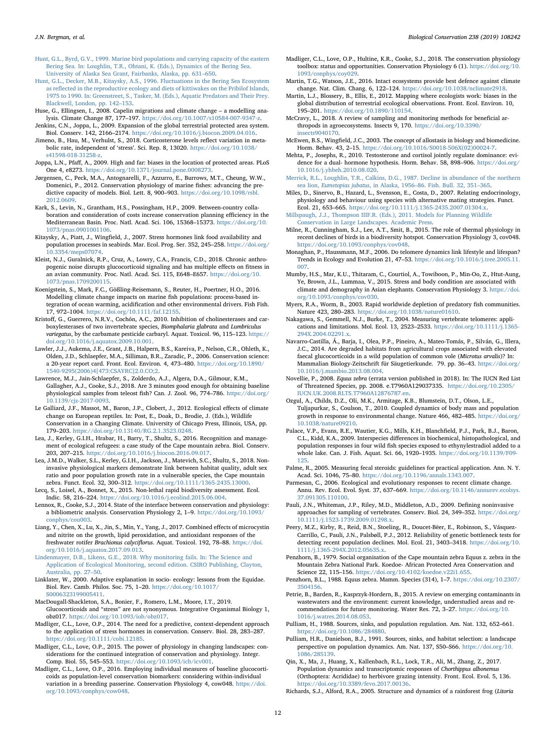Hunt, G.L., Byrd, G.V., 1999. Marine bird populations and carrying capacity of the eastern Bering Sea. In: Loughlin, T.R., Ohtani, K. (Eds.), Dynamics of the Bering Sea. University of Alaska Sea Grant, Fairbanks, Alaska, pp. 631–650.

Hunt, G.L., Decker, M.B., Kitaysky, A.S., 1996. Fluctuations in the Bering Sea Ecosystem as reflected in the reproductive ecology and diets of kittiwakes on the Pribilof Islands, 1975 to 1990. In: Greenstreet, S., Tasker, M. (Eds.), Aquatic Predators and Their Prey. Blackwell, London, pp. 142–153.

Huse, G., Ellingsen, I., 2008. Capelin migrations and climate change – a modelling analysis. Climate Change 87, 177–197. https://doi.org/10.1007/s10584-007-9347-z.

Jenkins, C.N., Joppa, L., 2009. Expansion of the global terrestrial protected area system. Biol. Conserv. 142, 2166–2174. https://doi.org/10.1016/j.biocon.2009.04.016.

Jimeno, B., Hau, M., Verhulst, S., 2018. Corticosterone levels reflect variation in metabolic rate, independent of 'stress'. Sci. Rep. 8, 13020. https://doi.org/10.1038/s41598-018-31258-z.

Joppa, L.N., Pfaff, A., 2009. High and far: biases in the location of protected areas. PLoS One 4, e8273. https://doi.org/10.1371/journal.pone.0008273.

Jørgensen, C., Peck, M.A., Antognarelli, F., Azzurro, E., Burrows, M.T., Cheung, W.W., Domenici, P., 2012. Conservation physiology of marine fishes: advancing the predictive capacity of models. Biol. Lett. 8, 900–903. https://doi.org/10.1098/rsbl.2012.0609.

Kark, S., Levin, N., Grantham, H.S., Possingham, H.P., 2009. Between-country collaboration and consideration of costs increase conservation planning efficiency in the Mediterranean Basin. Proc. Natl. Acad. Sci. 106, 15368–15373. https://doi.org/10.1073/pnas.0901001106.

Kitaysky, A., Piatt, J., Wingfield, J., 2007. Stress hormones link food availability and population processes in seabirds. Mar. Ecol. Prog. Ser. 352, 245–258. https://doi.org/10.3354/meps07074.

Kleist, N.J., Guralnick, R.P., Cruz, A., Lowry, C.A., Francis, C.D., 2018. Chronic anthropogenic noise disrupts glucocorticoid signaling and has multiple effects on fitness in an avian community. Proc. Natl. Acad. Sci. 115, E648–E657. https://doi.org/10.1073/pnas.1709200115.

Koenigstein, S., Mark, F.C., Gößling-Reisemann, S., Reuter, H., Poertner, H.O., 2016. Modelling climate change impacts on marine fish populations: process-based integration of ocean warming, acidification and other environmental drivers. Fish Fish. 17, 972–1004. https://doi.org/10.1111/faf.12155.

Kristoff, G., Guerrero, N.R.V., Cochón, A.C., 2010. Inhibition of cholinesterases and carboxylesterases of two invertebrate species, *Biomphalaria glabrata* and *Lumbriculus variegatus*, by the carbamate pesticide carbaryl. Aquat. Toxicol. 96, 115–123. https://doi.org/10.1016/j.aquatox.2009.10.001.

Lawler, J.J., Aukema, J.E., Grant, J.B., Halpern, B.S., Kareiva, P., Nelson, C.R., Ohleth, K., Olden, J.D., Schlaepfer, M.A., Silliman, B.R., Zaradic, P., 2006. Conservation science: a 20-year report card. Front. Ecol. Environ. 4, 473–480. https://doi.org/10.1890/1540-9295(2006)4[473:CSAYRC]2.0.CO;2.

Lawrence, M.J., Jain-Schlaepfer, S., Zolderdo, A.J., Algera, D.A., Gilmour, K.M., Gallagher, A.J., Cooke, S.J., 2018. Are 3 minutes good enough for obtaining baseline physiological samples from teleost fish? Can. J. Zool. 96, 774–786. https://doi.org/10.1139/cjz-2017-0093.

Le Galliard, J.F., Massot, M., Baron, J.P., Clobert, J., 2012. Ecological effects of climate change on European reptiles. In: Post, E., Doak, D., Brodie, J. (Eds.), Wildlife Conservation in a Changing Climate. University of Chicago Press, Illinois, USA, pp. 179–203. https://doi.org/10.13140/RG.2.1.3523.0248.

Lea, J., Kerley, G.I.H., Hrabar, H., Barry, T., Shultz, S., 2016. Recognition and management of ecological refugees: a case study of the Cape mountain zebra. Biol. Conserv. 203, 207–215. https://doi.org/10.1016/j.biocon.2016.09.017.

Lea, J.M.D., Walker, S.L., Kerley, G.I.H., Jackson, J., Matevich, S.C., Shultz, S., 2018. Non-invasive physiological markers demonstrate link between habitat quality, adult sex ratio and poor population growth rate in a vulnerable species, the Cape mountain zebra. Funct. Ecol. 32, 300–312. https://doi.org/10.1111/1365-2435.13000.

Lecq, S., Loisel, A., Bonnet, X., 2015. Non-lethal rapid biodiversity assessment. Ecol. Indic. 58, 216–224. https://doi.org/10.1016/j.ecolind.2015.06.004.

Lennox, R., Cooke, S.J., 2014. State of the interface between conservation and physiology: a bibliometric analysis. Conservation Physiology 2, 1–9. https://doi.org/10.1093/conphys/cou003.

Liang, Y., Chen, X., Lu, X., Jin, S., Min, Y., Yang, J., 2017. Combined effects of microcystin and nitrite on the growth, lipid peroxidation, and antioxidant responses of the freshwater rotifer *Brachionus calyciflorus*. Aquat. Toxicol. 192, 78–88. https://doi.org/10.1016/j.aquatox.2017.09.013.

Lindenmayer, D.B., Likens, G.E., 2018. Why monitoring fails. In: The Science and Application of Ecological Monitoring, second edition. CSIRO Publishing, Clayton, Australia, pp. 27–50.

Linklater, W., 2000. Adaptive explanation in socio- ecology: lessons from the Equidae. Biol. Rev. Camb. Philos. Soc. 75, 1–20. https://doi.org/10.1017/S0006323199005411.

MacDougall-Shackleton, S.A., Bonier, F., Romero, L.M., Moore, I.T., 2019. Glucocorticoids and "stress" are not synonymous. Integrative Organismal Biology 1, obz017. https://doi.org/10.1093/iob/obz017.

Madliger, C.L., Love, O.P., 2014. The need for a predictive, context-dependent approach to the application of stress hormones in conservation. Conserv. Biol. 28, 283–287. https://doi.org/10.1111/cobi.12185.

Madliger, C.L., Love, O.P., 2015. The power of physiology in changing landscapes: considerations for the continued integration of conservation and physiology. Integr. Comp. Biol. 55, 545–553. https://doi.org/10.1093/icb/icv001.

Madliger, C.L., Love, O.P., 2016. Employing individual measures of baseline glucocorticoids as population-level conservation biomarkers: considering within-individual variation in a breeding passerine. Conservation Physiology 4, cow048. https://doi.org/10.1093/conphys/cow048.

Madliger, C.L., Love, O.P., Hultine, K.R., Cooke, S.J., 2018. The conservation physiology toolbox: status and opportunities. Conservation Physiology 6 (1). https://doi.org/10.1093/conphys/coy029.

Martin, T.G., Watson, J.E., 2016. Intact ecosystems provide best defence against climate change. Nat. Clim. Chang. 6, 122–124. https://doi.org/10.1038/nclimate2918.

Martin, L.J., Blossey, B., Ellis, E., 2012. Mapping where ecologists work: biases in the global distribution of terrestrial ecological observations. Front. Ecol. Environ. 10, 195–201. https://doi.org/10.1890/110154.

McCravy, L., 2018. A review of sampling and monitoring methods for beneficial arthropods in agroecosystems. Insects 9, 170. https://doi.org/10.3390/insects9040170.

McEwen, B.S., Wingfield, J.C., 2003. The concept of allostasis in biology and biomedicine. Horm. Behav. 43, 2–15. https://doi.org/10.1016/S0018-506X(02)00024-7.

Mehta, P., Josephs, R., 2010. Testosterone and cortisol jointly regulate dominance: evidence for a dual- hormone hypothesis. Horm. Behav. 58, 898–906. https://doi.org/10.1016/j.yhbeh.2010.08.020.

Merrick, R.L., Loughlin, T.R., Calkins, D.G., 1987. Decline in abundance of the northern sea lion, *Eumetopias jubatus*, in Alaska, 1956–86. Fish. Bull. 32, 351–365.

Miles, D., Sinervo, B., Hazard, L., Svensson, E., Costa, D., 2007. Relating endocrinology, physiology and behaviour using species with alternative mating strategies. Funct. Ecol. 21, 653–665. https://doi.org/10.1111/j.1365-2435.2007.01304.x.

Millspaugh, J.J., Thompson IIIF.R. (Eds.), 2011. Models for Planning Wildlife Conservation in Large Landscapes. Academic Press.

Milne, R., Cunningham, S.J., Lee, A.T., Smit, B., 2015. The role of thermal physiology in recent declines of birds in a biodiversity hotspot. Conservation Physiology 3, cov048. https://doi.org/10.1093/conphys/cov048.

Monaghan, P., Haussmann, M.F., 2006. Do telomere dynamics link lifestyle and lifespan? Trends in Ecology and Evolution 21, 47–53. https://doi.org/10.1016/j.tree.2005.11.007.

Mumby, H.S., Mar, K.U., Thitaram, C., Courtiol, A., Towiboon, P., Min-Oo, Z., Htut-Aung, Ye, Brown, J.L., Lummaa, V., 2015. Stress and body condition are associated with climate and demography in Asian elephants. Conservation Physiology 3. https://doi.org/10.1093/conphys/cov030.

Myers, R.A., Worm, B., 2003. Rapid worldwide depletion of predatory fish communities. Nature 423, 280–283. https://doi.org/10.1038/nature01610.

Nakagawa, S., Gemmell, N.J., Burke, T., 2004. Measuring vertebrate telomeres: applications and limitations. Mol. Ecol. 13, 2523–2533. https://doi.org/10.1111/j.1365-294X.2004.02291.x.

Navarro-Castilla, Á., Barja, I., Olea, P.P., Pineiro, A., Mateo-Tomás, P., Silván, G., Illera, J.C., 2014. Are degraded habitats from agricultural crops associated with elevated faecal glucocorticoids in a wild population of common vole (*Microtus arvalis*)? In: Mammalian Biology-Zeitschrift für Säugetierkunde. 79. pp. 36–43. https://doi.org/10.1016/j.mambio.2013.08.004.

Novellie, P., 2008. *Equus zebra* (errata version published in 2018). In: The IUCN Red List of Threatened Species, pp. 2008. e.T7960A129037335. https://doi.org/10.2305/IUCN.UK.2008.RLTS.T7960A12876787.en.

Ozgul, A., Childs, D.Z., Oli, M.K., Armitage, K.B., Blumstein, D.T., Olson, L.E., Tuljapurkar, S., Coulson, T., 2010. Coupled dynamics of body mass and population growth in response to environmental change. Nature 466, 482–485. https://doi.org/10.1038/nature09210.

Palace, V.P., Evans, R.E., Wautier, K.G., Mills, K.H., Blanchfield, P.J., Park, B.J., Baron, C.L., Kidd, K.A., 2009. Interspecies differences in biochemical, histopathological, and population responses in four wild fish species exposed to ethynylestradiol added to a whole lake. Can. J. Fish. Aquat. Sci. 66, 1920–1935. https://doi.org/10.1139/F09-125.

Palme, R., 2005. Measuring fecal steroids: guidelines for practical application. Ann. N. Y. Acad. Sci. 1046, 75–80. https://doi.org/10.1196/annals.1343.007.

Parmesan, C., 2006. Ecological and evolutionary responses to recent climate change. Annu. Rev. Ecol. Evol. Syst. 37, 637–669. https://doi.org/10.1146/annurev.ecolsys.37.091305.110100.

Pauli, J.N., Whiteman, J.P., Riley, M.D., Middleton, A.D., 2009. Defining noninvasive approaches for sampling of vertebrates. Conserv. Biol. 24, 349–352. https://doi.org/10.1111/j.1523-1739.2009.01298.x.

Peery, M.Z., Kirby, R., Reid, B.N., Stoeling, R., Doucet-Bëer, E., Robinson, S., Vásquez-Carrillo, C., Pauli, J.N., Palsbøll, P.J., 2012. Reliability of genetic bottleneck tests for detecting recent population declines. Mol. Ecol. 21, 3403–3418. https://doi.org/10.1111/j.1365-294X.2012.05635.x.

Penzhorn, B., 1979. Social organisation of the Cape mountain zebra Equus z. zebra in the Mountain Zebra National Park. Koedoe- African Protected Area Conservation and Science 22, 115–156. https://doi.org/10.4102/koedoe.v22i1.655.

Penzhorn, B.L., 1988. Equus zebra. Mamm. Species (314), 1–7. https://doi.org/10.2307/3504156.

Petrie, B., Barden, R., Kasprzyk-Hordern, B., 2015. A review on emerging contaminants in wastewaters and the environment: current knowledge, understudied areas and recommendations for future monitoring. Water Res. 72, 3–27. https://doi.org/10.1016/j.watres.2014.08.053.

Pulliam, H., 1988. Sources, sinks, and population regulation. Am. Nat. 132, 652–661. https://doi.org/10.1086/284880.

Pulliam, H.R., Danielson, B.J., 1991. Sources, sinks, and habitat selection: a landscape perspective on population dynamics. Am. Nat. 137, S50–S66. https://doi.org/10.1086/285139.

Qin, X., Ma, J., Huang, X., Kallenbach, R.L., Lock, T.R., Ali, M., Zhang, Z., 2017. Population dynamics and transcriptomic responses of *Chorthippus albonemus* (Orthoptera: Acrididae) to herbivore grazing intensity. Front. Ecol. Evol. 5, 136. https://doi.org/10.3389/fevo.2017.00136.

Richards, S.J., Alford, R.A., 2005. Structure and dynamics of a rainforest frog (*Litoria*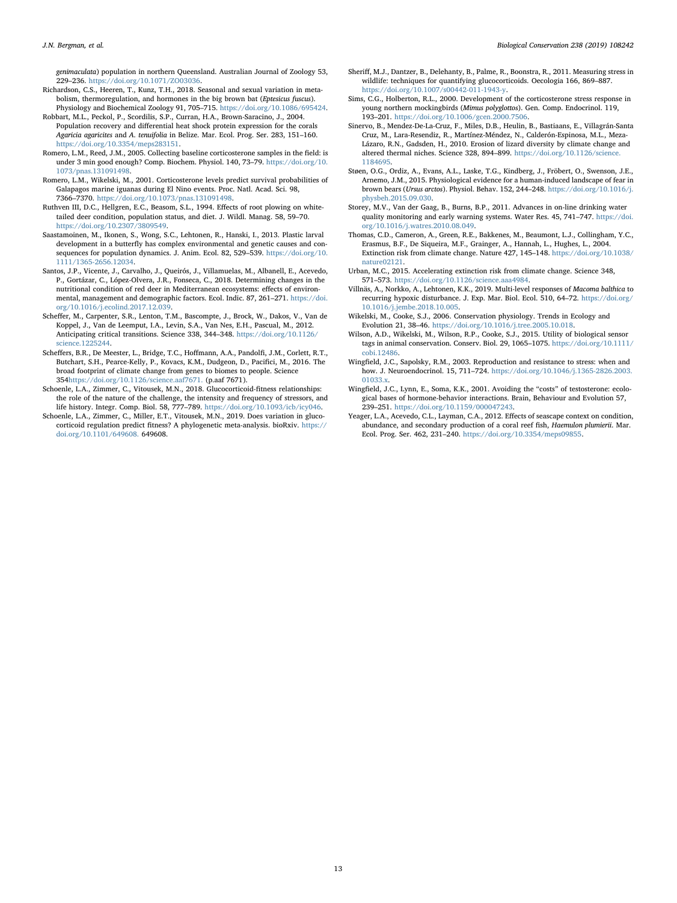*genimaculata*) population in northern Queensland. Australian Journal of Zoology 53, 229–236. https://doi.org/10.1071/ZO03036.

Richardson, C.S., Heeren, T., Kunz, T.H., 2018. Seasonal and sexual variation in metabolism, thermoregulation, and hormones in the big brown bat (*Eptesicus fuscus*). Physiology and Biochemical Zoology 91, 705–715. https://doi.org/10.1086/695424.

Robbart, M.L., Peckol, P., Scordilis, S.P., Curran, H.A., Brown-Saracino, J., 2004. Population recovery and differential heat shock protein expression for the corals *Agaricia agaricites* and *A. tenuifolia* in Belize. Mar. Ecol. Prog. Ser. 283, 151–160. https://doi.org/10.3354/meps283151.

Romero, L.M., Reed, J.M., 2005. Collecting baseline corticosterone samples in the field: is under 3 min good enough? Comp. Biochem. Physiol. 140, 73–79. https://doi.org/10.1073/pnas.131091498.

Romero, L.M., Wikelski, M., 2001. Corticosterone levels predict survival probabilities of Galapagos marine iguanas during El Nino events. Proc. Natl. Acad. Sci. 98, 7366–7370. https://doi.org/10.1073/pnas.131091498.

Ruthven III, D.C., Hellgren, E.C., Beasom, S.L., 1994. Effects of root plowing on white-tailed deer condition, population status, and diet. J. Wildl. Manag. 58, 59–70. https://doi.org/10.2307/3809549.

Saastamoinen, M., Ikonen, S., Wong, S.C., Lehtonen, R., Hanski, I., 2013. Plastic larval development in a butterfly has complex environmental and genetic causes and consequences for population dynamics. J. Anim. Ecol. 82, 529–539. https://doi.org/10.1111/1365-2656.12034.

Santos, J.P., Vicente, J., Carvalho, J., Queirós, J., Villamuelas, M., Albanell, E., Acevedo, P., Gortázar, C., López-Olvera, J.R., Fonseca, C., 2018. Determining changes in the nutritional condition of red deer in Mediterranean ecosystems: effects of environmental, management and demographic factors. Ecol. Indic. 87, 261–271. https://doi.org/10.1016/j.ecolind.2017.12.039.

Scheffer, M., Carpenter, S.R., Lenton, T.M., Bascompte, J., Brock, W., Dakos, V., Van de Koppel, J., Van de Leemput, I.A., Levin, S.A., Van Nes, E.H., Pascual, M., 2012. Anticipating critical transitions. Science 338, 344–348. https://doi.org/10.1126/science.1225244.

Scheffers, B.R., De Meester, L., Bridge, T.C., Hoffmann, A.A., Pandolfi, J.M., Corlett, R.T., Butchart, S.H., Pearce-Kelly, P., Kovacs, K.M., Dudgeon, D., Pacifici, M., 2016. The broad footprint of climate change from genes to biomes to people. Science 354https://doi.org/10.1126/science.aaf7671. (p.aaf 7671).

Schoenle, L.A., Zimmer, C., Vitousek, M.N., 2018. Glucocorticoid-fitness relationships: the role of the nature of the challenge, the intensity and frequency of stressors, and life history. Integr. Comp. Biol. 58, 777–789. https://doi.org/10.1093/icb/icy046.

Schoenle, L.A., Zimmer, C., Miller, E.T., Vitousek, M.N., 2019. Does variation in glucocorticoid regulation predict fitness? A phylogenetic meta-analysis. bioRxiv. https://doi.org/10.1101/649608. 649608.

Sheriff, M.J., Dantzer, B., Delehanty, B., Palme, R., Boonstra, R., 2011. Measuring stress in wildlife: techniques for quantifying glucocorticoids. Oecologia 166, 869–887. https://doi.org/10.1007/s00442-011-1943-y.

Sims, C.G., Holberton, R.L., 2000. Development of the corticosterone stress response in young northern mockingbirds (*Mimus polyglottos*). Gen. Comp. Endocrinol. 119, 193–201. https://doi.org/10.1006/gcen.2000.7506.

Sinervo, B., Mendez-De-La-Cruz, F., Miles, D.B., Heulin, B., Bastiaans, E., Villagrán-Santa Cruz, M., Lara-Resendiz, R., Martínez-Méndez, N., Calderón-Espinosa, M.L., Meza-Lázaro, R.N., Gadsden, H., 2010. Erosion of lizard diversity by climate change and altered thermal niches. Science 328, 894–899. https://doi.org/10.1126/science.1184695.

Støen, O.G., Ordiz, A., Evans, A.L., Laske, T.G., Kindberg, J., Fröbert, O., Swenson, J.E., Arnemo, J.M., 2015. Physiological evidence for a human-induced landscape of fear in brown bears (*Ursus arctos*). Physiol. Behav. 152, 244–248. https://doi.org/10.1016/j.physbeh.2015.09.030.

Storey, M.V., Van der Gaag, B., Burns, B.P., 2011. Advances in on-line drinking water quality monitoring and early warning systems. Water Res. 45, 741–747. https://doi.org/10.1016/j.watres.2010.08.049.

Thomas, C.D., Cameron, A., Green, R.E., Bakkenes, M., Beaumont, L.J., Collingham, Y.C., Erasmus, B.F., De Siqueira, M.F., Grainger, A., Hannah, L., Hughes, L., 2004. Extinction risk from climate change. Nature 427, 145–148. https://doi.org/10.1038/nature02121.

Urban, M.C., 2015. Accelerating extinction risk from climate change. Science 348, 571–573. https://doi.org/10.1126/science.aaa4984.

Villnäs, A., Norkko, A., Lehtonen, K.K., 2019. Multi-level responses of *Macoma balthica* to recurring hypoxic disturbance. J. Exp. Mar. Biol. Ecol. 510, 64–72. https://doi.org/10.1016/j.jembe.2018.10.005.

Wikelski, M., Cooke, S.J., 2006. Conservation physiology. Trends in Ecology and Evolution 21, 38–46. https://doi.org/10.1016/j.tree.2005.10.018.

Wilson, A.D., Wikelski, M., Wilson, R.P., Cooke, S.J., 2015. Utility of biological sensor tags in animal conservation. Conserv. Biol. 29, 1065–1075. https://doi.org/10.1111/cobi.12486.

Wingfield, J.C., Sapolsky, R.M., 2003. Reproduction and resistance to stress: when and how. J. Neuroendocrinol. 15, 711–724. https://doi.org/10.1046/j.1365-2826.2003.01033.x.

Wingfield, J.C., Lynn, E., Soma, K.K., 2001. Avoiding the "costs" of testosterone: ecological bases of hormone-behavior interactions. Brain, Behaviour and Evolution 57, 239–251. https://doi.org/10.1159/000047243.

Yeager, L.A., Acevedo, C.L., Layman, C.A., 2012. Effects of seascape context on condition, abundance, and secondary production of a coral reef fish, *Haemulon plumierii*. Mar. Ecol. Prog. Ser. 462, 231–240. https://doi.org/10.3354/meps09855.